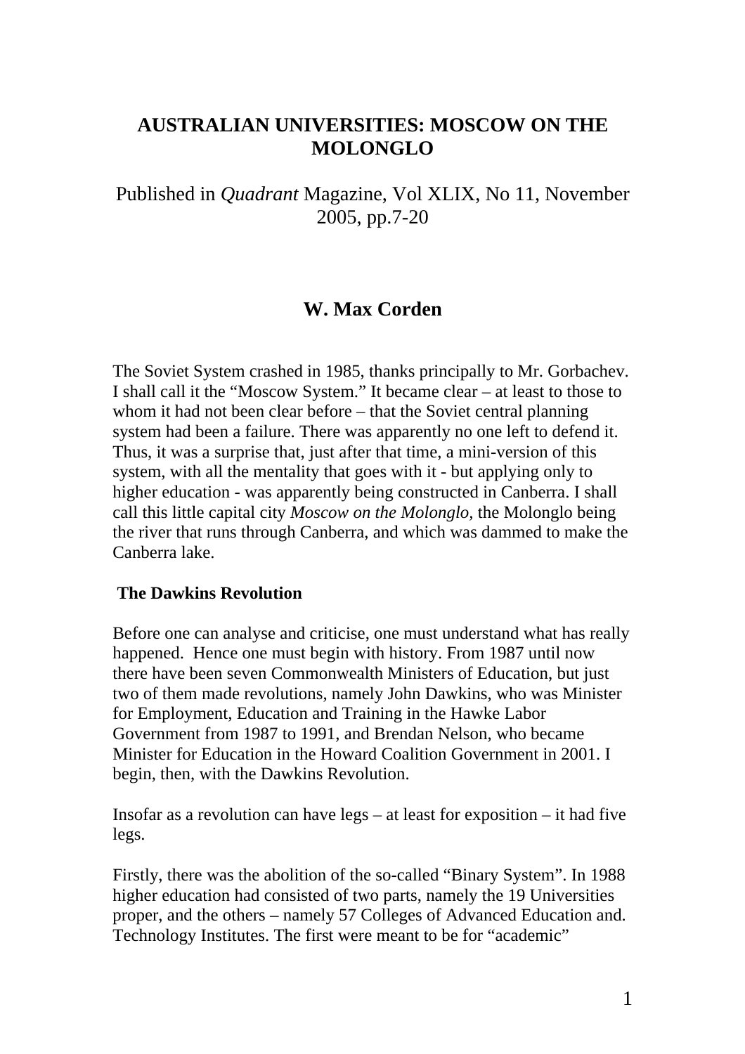# AUSTRALIAN UNIVERSITIES: MOSCOW ON THE MOLONGLO

Published in *Quadrant* Magazine, Vol XLIX, No 11, November 2005, pp.7-20

## W. Max Corden

The Soviet System crashed in 1985, thanks principally to Mr. Gorbachev. I shall call it the "Moscow System." It became clear – at least to those to whom it had not been clear before – that the Soviet central planning system had been a failure. There was apparently no one left to defend it. Thus, it was a surprise that, just after that time, a mini-version of this system, with all the mentality that goes with it - but applying only to higher education - was apparently being constructed in Canberra. I shall call this little capital city *Moscow on the Molonglo*, the Molonglo being the river that runs through Canberra, and which was dammed to make the Canberra lake.

### The Dawkins Revolution

Before one can analyse and criticise, one must understand what has really happened. Hence one must begin with history. From 1987 until now there have been seven Commonwealth Ministers of Education, but just two of them made revolutions, namely John Dawkins, who was Minister for Employment, Education and Training in the Hawke Labor Government from 1987 to 1991, and Brendan Nelson, who became Minister for Education in the Howard Coalition Government in 2001. I begin, then, with the Dawkins Revolution.

Insofar as a revolution can have legs – at least for exposition – it had five legs.

Firstly, there was the abolition of the so-called "Binary System". In 1988 higher education had consisted of two parts, namely the 19 Universities proper, and the others – namely 57 Colleges of Advanced Education and. Technology Institutes. The first were meant to be for "academic"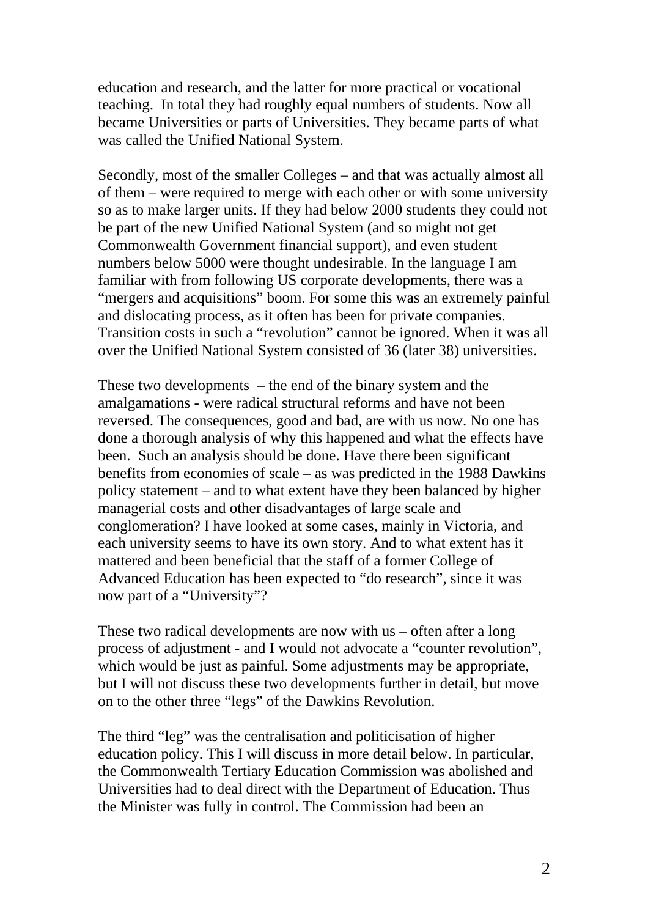education and research, and the latter for more practical or vocational teaching. In total they had roughly equal numbers of students. Now all became Universities or parts of Universities. They became parts of what was called the Unified National System.

Secondly, most of the smaller Colleges – and that was actually almost all of them – were required to merge with each other or with some university so as to make larger units. If they had below 2000 students they could not be part of the new Unified National System (and so might not get Commonwealth Government financial support), and even student numbers below 5000 were thought undesirable. In the language I am familiar with from following US corporate developments, there was a "mergers and acquisitions" boom. For some this was an extremely painful and dislocating process, as it often has been for private companies. Transition costs in such a "revolution" cannot be ignored. When it was all over the Unified National System consisted of 36 (later 38) universities.

These two developments – the end of the binary system and the amalgamations - were radical structural reforms and have not been reversed. The consequences, good and bad, are with us now. No one has done a thorough analysis of why this happened and what the effects have been. Such an analysis should be done. Have there been significant benefits from economies of scale – as was predicted in the 1988 Dawkins policy statement – and to what extent have they been balanced by higher managerial costs and other disadvantages of large scale and conglomeration? I have looked at some cases, mainly in Victoria, and each university seems to have its own story. And to what extent has it mattered and been beneficial that the staff of a former College of Advanced Education has been expected to "do research", since it was now part of a "University"?

These two radical developments are now with us – often after a long process of adjustment - and I would not advocate a "counter revolution", which would be just as painful. Some adjustments may be appropriate, but I will not discuss these two developments further in detail, but move on to the other three "legs" of the Dawkins Revolution.

The third "leg" was the centralisation and politicisation of higher education policy. This I will discuss in more detail below. In particular, the Commonwealth Tertiary Education Commission was abolished and Universities had to deal direct with the Department of Education. Thus the Minister was fully in control. The Commission had been an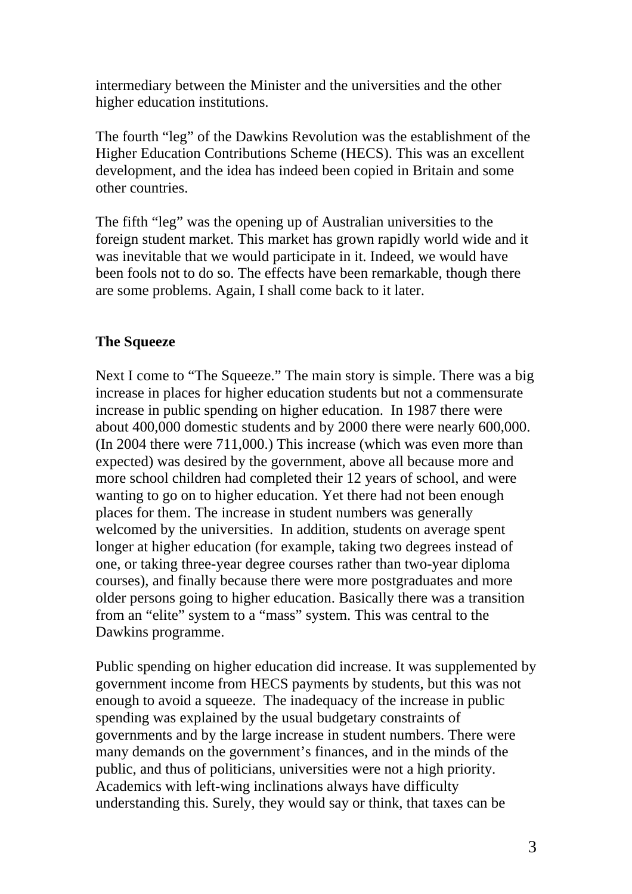intermediary between the Minister and the universities and the other higher education institutions.

The fourth "leg" of the Dawkins Revolution was the establishment of the Higher Education Contributions Scheme (HECS). This was an excellent development, and the idea has indeed been copied in Britain and some other countries.

The fifth "leg" was the opening up of Australian universities to the foreign student market. This market has grown rapidly world wide and it was inevitable that we would participate in it. Indeed, we would have been fools not to do so. The effects have been remarkable, though there are some problems. Again, I shall come back to it later.

## The Squeeze

Next I come to "The Squeeze." The main story is simple. There was a big increase in places for higher education students but not a commensurate increase in public spending on higher education. In 1987 there were about 400,000 domestic students and by 2000 there were nearly 600,000. (In 2004 there were 711,000.) This increase (which was even more than expected) was desired by the government, above all because more and more school children had completed their 12 years of school, and were wanting to go on to higher education. Yet there had not been enough places for them. The increase in student numbers was generally welcomed by the universities. In addition, students on average spent longer at higher education (for example, taking two degrees instead of one, or taking three-year degree courses rather than two-year diploma courses), and finally because there were more postgraduates and more older persons going to higher education. Basically there was a transition from an "elite" system to a "mass" system. This was central to the Dawkins programme.

Public spending on higher education did increase. It was supplemented by government income from HECS payments by students, but this was not enough to avoid a squeeze. The inadequacy of the increase in public spending was explained by the usual budgetary constraints of governments and by the large increase in student numbers. There were many demands on the government's finances, and in the minds of the public, and thus of politicians, universities were not a high priority. Academics with left-wing inclinations always have difficulty understanding this. Surely, they would say or think, that taxes can be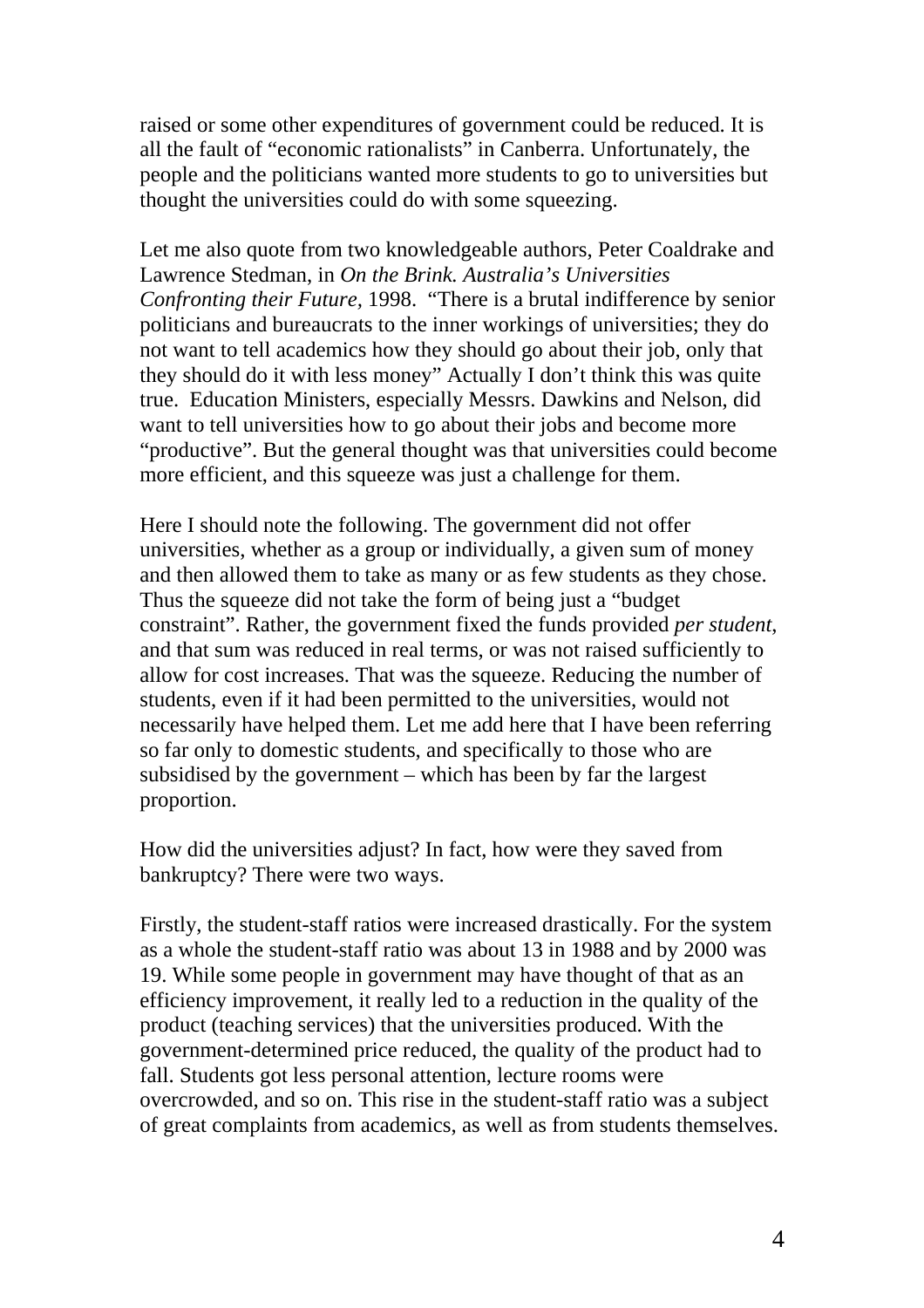raised or some other expenditures of government could be reduced. It is all the fault of "economic rationalists" in Canberra. Unfortunately, the people and the politicians wanted more students to go to universities but thought the universities could do with some squeezing.

Let me also quote from two knowledgeable authors, Peter Coaldrake and Lawrence Stedman, in *On the Brink. Australia's Universities Confronting their Future,* 1998. "There is a brutal indifference by senior politicians and bureaucrats to the inner workings of universities; they do not want to tell academics how they should go about their job, only that they should do it with less money" Actually I don't think this was quite true. Education Ministers, especially Messrs. Dawkins and Nelson, did want to tell universities how to go about their jobs and become more "productive". But the general thought was that universities could become more efficient, and this squeeze was just a challenge for them.

Here I should note the following. The government did not offer universities, whether as a group or individually, a given sum of money and then allowed them to take as many or as few students as they chose. Thus the squeeze did not take the form of being just a "budget constraint". Rather, the government fixed the funds provided *per student,* and that sum was reduced in real terms, or was not raised sufficiently to allow for cost increases. That was the squeeze. Reducing the number of students, even if it had been permitted to the universities, would not necessarily have helped them. Let me add here that I have been referring so far only to domestic students, and specifically to those who are subsidised by the government – which has been by far the largest proportion.

How did the universities adjust? In fact, how were they saved from bankruptcy? There were two ways.

Firstly, the student-staff ratios were increased drastically. For the system as a whole the student-staff ratio was about 13 in 1988 and by 2000 was 19. While some people in government may have thought of that as an efficiency improvement, it really led to a reduction in the quality of the product (teaching services) that the universities produced. With the government-determined price reduced, the quality of the product had to fall. Students got less personal attention, lecture rooms were overcrowded, and so on. This rise in the student-staff ratio was a subject of great complaints from academics, as well as from students themselves.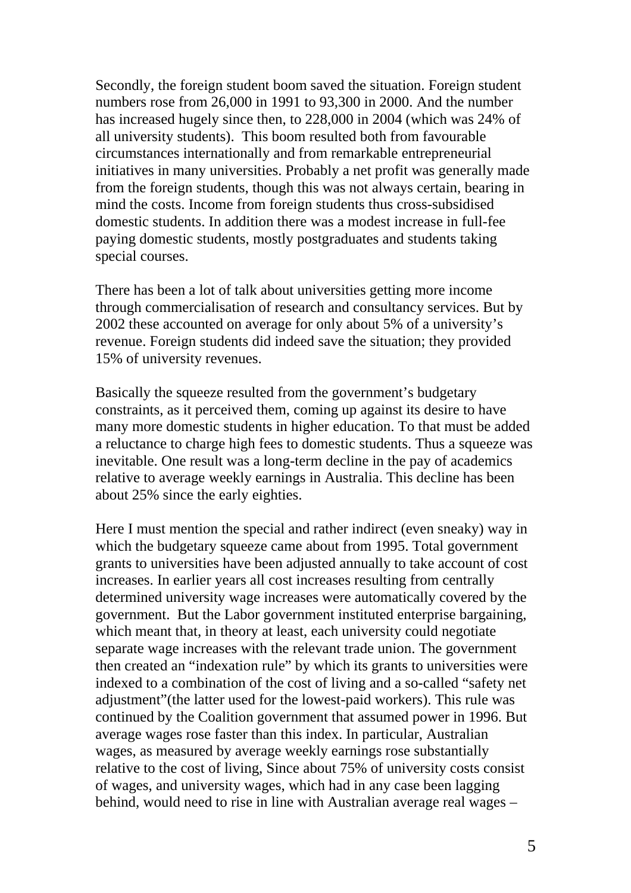Secondly, the foreign student boom saved the situation. Foreign student numbers rose from 26,000 in 1991 to 93,300 in 2000. And the number has increased hugely since then, to 228,000 in 2004 (which was 24% of all university students). This boom resulted both from favourable circumstances internationally and from remarkable entrepreneurial initiatives in many universities. Probably a net profit was generally made from the foreign students, though this was not always certain, bearing in mind the costs. Income from foreign students thus cross-subsidised domestic students. In addition there was a modest increase in full-fee paying domestic students, mostly postgraduates and students taking special courses.

There has been a lot of talk about universities getting more income through commercialisation of research and consultancy services. But by 2002 these accounted on average for only about 5% of a university's revenue. Foreign students did indeed save the situation; they provided 15% of university revenues.

Basically the squeeze resulted from the government's budgetary constraints, as it perceived them, coming up against its desire to have many more domestic students in higher education. To that must be added a reluctance to charge high fees to domestic students. Thus a squeeze was inevitable. One result was a long-term decline in the pay of academics relative to average weekly earnings in Australia. This decline has been about 25% since the early eighties.

Here I must mention the special and rather indirect (even sneaky) way in which the budgetary squeeze came about from 1995. Total government grants to universities have been adjusted annually to take account of cost increases. In earlier years all cost increases resulting from centrally determined university wage increases were automatically covered by the government. But the Labor government instituted enterprise bargaining, which meant that, in theory at least, each university could negotiate separate wage increases with the relevant trade union. The government then created an "indexation rule" by which its grants to universities were indexed to a combination of the cost of living and a so-called "safety net adjustment"(the latter used for the lowest-paid workers). This rule was continued by the Coalition government that assumed power in 1996. But average wages rose faster than this index. In particular, Australian wages, as measured by average weekly earnings rose substantially relative to the cost of living, Since about 75% of university costs consist of wages, and university wages, which had in any case been lagging behind, would need to rise in line with Australian average real wages –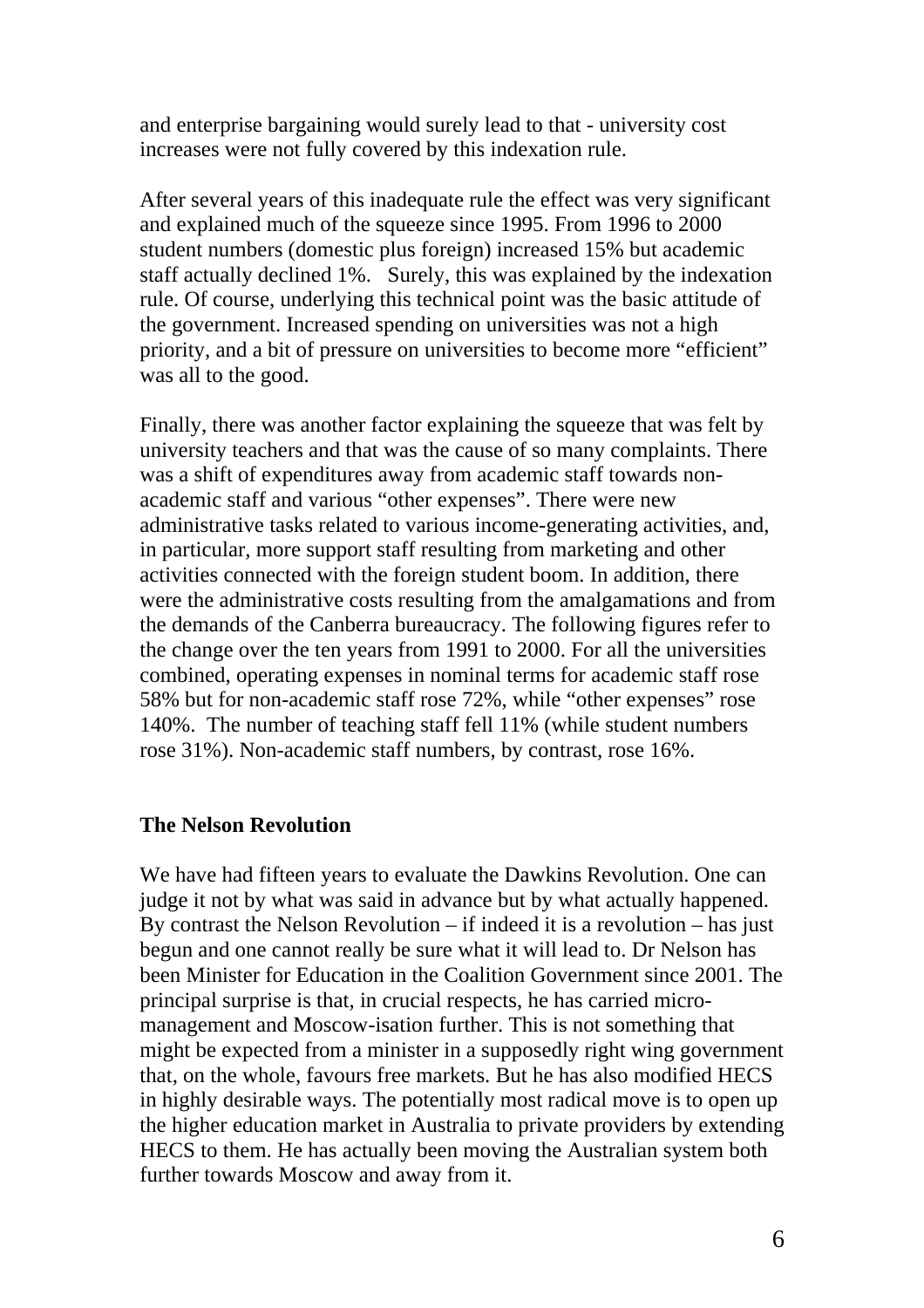and enterprise bargaining would surely lead to that - university cost increases were not fully covered by this indexation rule.

After several years of this inadequate rule the effect was very significant and explained much of the squeeze since 1995. From 1996 to 2000 student numbers (domestic plus foreign) increased 15% but academic staff actually declined 1%. Surely, this was explained by the indexation rule. Of course, underlying this technical point was the basic attitude of the government. Increased spending on universities was not a high priority, and a bit of pressure on universities to become more "efficient" was all to the good.

Finally, there was another factor explaining the squeeze that was felt by university teachers and that was the cause of so many complaints. There was a shift of expenditures away from academic staff towards non-academic staff and various "other expenses". There were new administrative tasks related to various income-generating activities, and, in particular, more support staff resulting from marketing and other activities connected with the foreign student boom. In addition, there were the administrative costs resulting from the amalgamations and from the demands of the Canberra bureaucracy. The following figures refer to the change over the ten years from 1991 to 2000. For all the universities combined, operating expenses in nominal terms for academic staff rose 58% but for non-academic staff rose 72%, while "other expenses" rose 140%. The number of teaching staff fell 11% (while student numbers rose 31%). Non-academic staff numbers, by contrast, rose 16%.

## The Nelson Revolution

We have had fifteen years to evaluate the Dawkins Revolution. One can judge it not by what was said in advance but by what actually happened. By contrast the Nelson Revolution – if indeed it is a revolution – has just begun and one cannot really be sure what it will lead to. Dr Nelson has been Minister for Education in the Coalition Government since 2001. The principal surprise is that, in crucial respects, he has carried micro-management and Moscow-isation further. This is not something that might be expected from a minister in a supposedly right wing government that, on the whole, favours free markets. But he has also modified HECS in highly desirable ways. The potentially most radical move is to open up the higher education market in Australia to private providers by extending HECS to them. He has actually been moving the Australian system both further towards Moscow and away from it.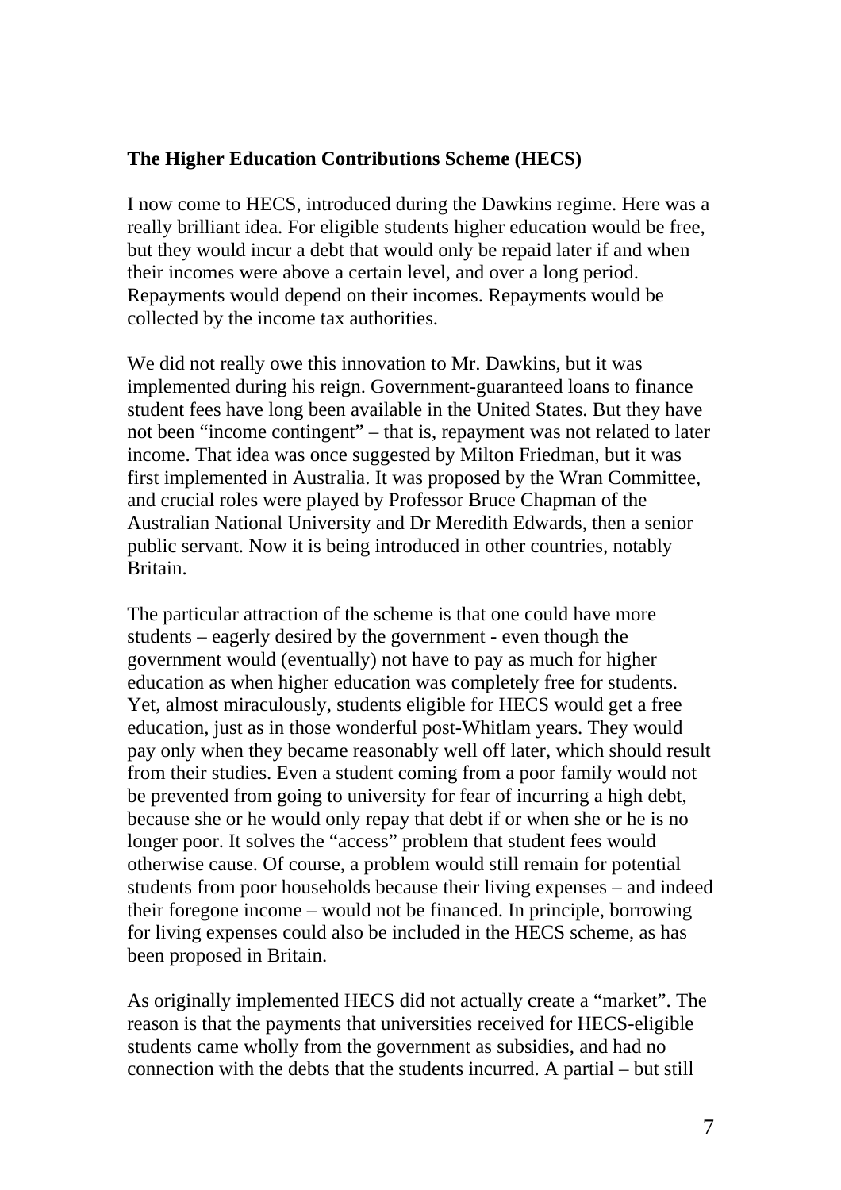**The Higher Education Contributions Scheme (HECS)**

I now come to HECS, introduced during the Dawkins regime. Here was a really brilliant idea. For eligible students higher education would be free, but they would incur a debt that would only be repaid later if and when their incomes were above a certain level, and over a long period. Repayments would depend on their incomes. Repayments would be collected by the income tax authorities.

We did not really owe this innovation to Mr. Dawkins, but it was implemented during his reign. Government-guaranteed loans to finance student fees have long been available in the United States. But they have not been "income contingent" – that is, repayment was not related to later income. That idea was once suggested by Milton Friedman, but it was first implemented in Australia. It was proposed by the Wran Committee, and crucial roles were played by Professor Bruce Chapman of the Australian National University and Dr Meredith Edwards, then a senior public servant. Now it is being introduced in other countries, notably Britain.

The particular attraction of the scheme is that one could have more students – eagerly desired by the government - even though the government would (eventually) not have to pay as much for higher education as when higher education was completely free for students. Yet, almost miraculously, students eligible for HECS would get a free education, just as in those wonderful post-Whitlam years. They would pay only when they became reasonably well off later, which should result from their studies. Even a student coming from a poor family would not be prevented from going to university for fear of incurring a high debt, because she or he would only repay that debt if or when she or he is no longer poor. It solves the "access" problem that student fees would otherwise cause. Of course, a problem would still remain for potential students from poor households because their living expenses – and indeed their foregone income – would not be financed. In principle, borrowing for living expenses could also be included in the HECS scheme, as has been proposed in Britain.

As originally implemented HECS did not actually create a "market". The reason is that the payments that universities received for HECS-eligible students came wholly from the government as subsidies, and had no connection with the debts that the students incurred. A partial – but still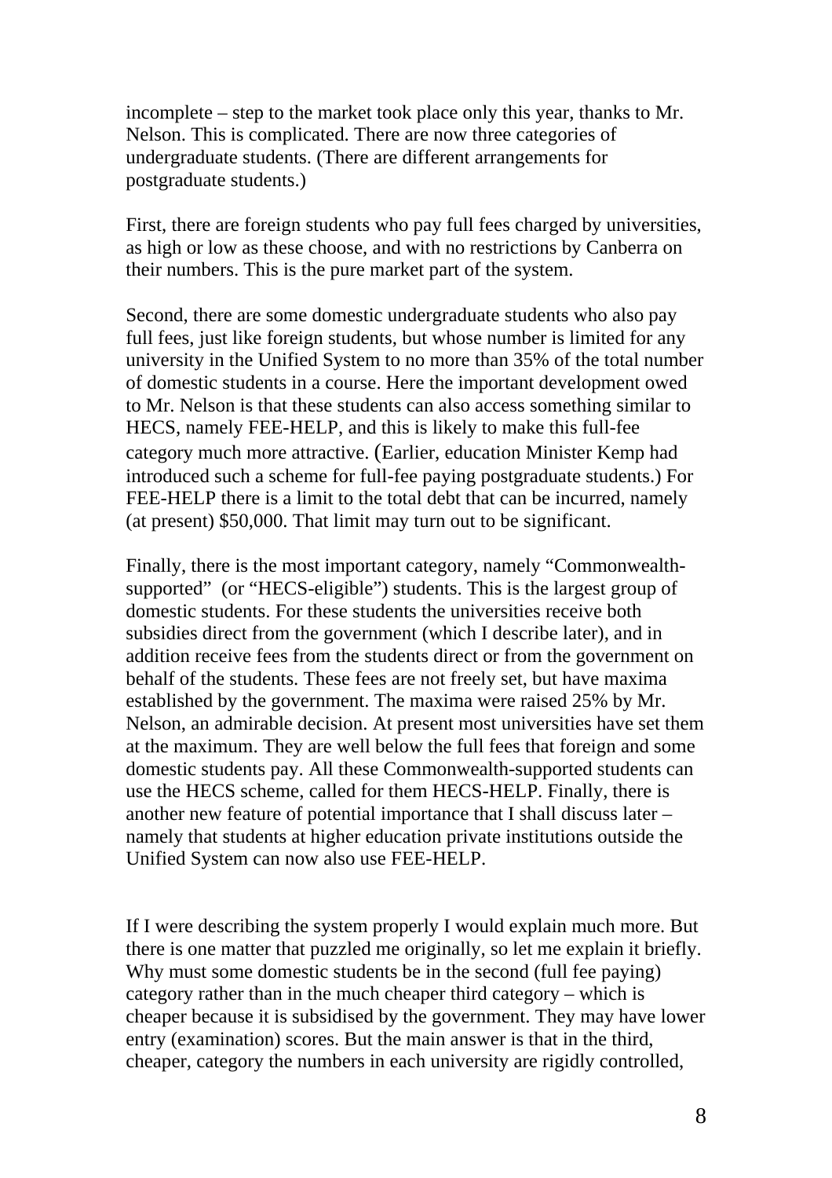incomplete – step to the market took place only this year, thanks to Mr. Nelson. This is complicated. There are now three categories of undergraduate students. (There are different arrangements for postgraduate students.)

First, there are foreign students who pay full fees charged by universities, as high or low as these choose, and with no restrictions by Canberra on their numbers. This is the pure market part of the system.

Second, there are some domestic undergraduate students who also pay full fees, just like foreign students, but whose number is limited for any university in the Unified System to no more than 35% of the total number of domestic students in a course. Here the important development owed to Mr. Nelson is that these students can also access something similar to HECS, namely FEE-HELP, and this is likely to make this full-fee category much more attractive. (Earlier, education Minister Kemp had introduced such a scheme for full-fee paying postgraduate students.) For FEE-HELP there is a limit to the total debt that can be incurred, namely (at present) $50,000. That limit may turn out to be significant.

Finally, there is the most important category, namely "Commonwealth-supported" (or "HECS-eligible") students. This is the largest group of domestic students. For these students the universities receive both subsidies direct from the government (which I describe later), and in addition receive fees from the students direct or from the government on behalf of the students. These fees are not freely set, but have maxima established by the government. The maxima were raised 25% by Mr. Nelson, an admirable decision. At present most universities have set them at the maximum. They are well below the full fees that foreign and some domestic students pay. All these Commonwealth-supported students can use the HECS scheme, called for them HECS-HELP. Finally, there is another new feature of potential importance that I shall discuss later – namely that students at higher education private institutions outside the Unified System can now also use FEE-HELP.

If I were describing the system properly I would explain much more. But there is one matter that puzzled me originally, so let me explain it briefly. Why must some domestic students be in the second (full fee paying) category rather than in the much cheaper third category – which is cheaper because it is subsidised by the government. They may have lower entry (examination) scores. But the main answer is that in the third, cheaper, category the numbers in each university are rigidly controlled,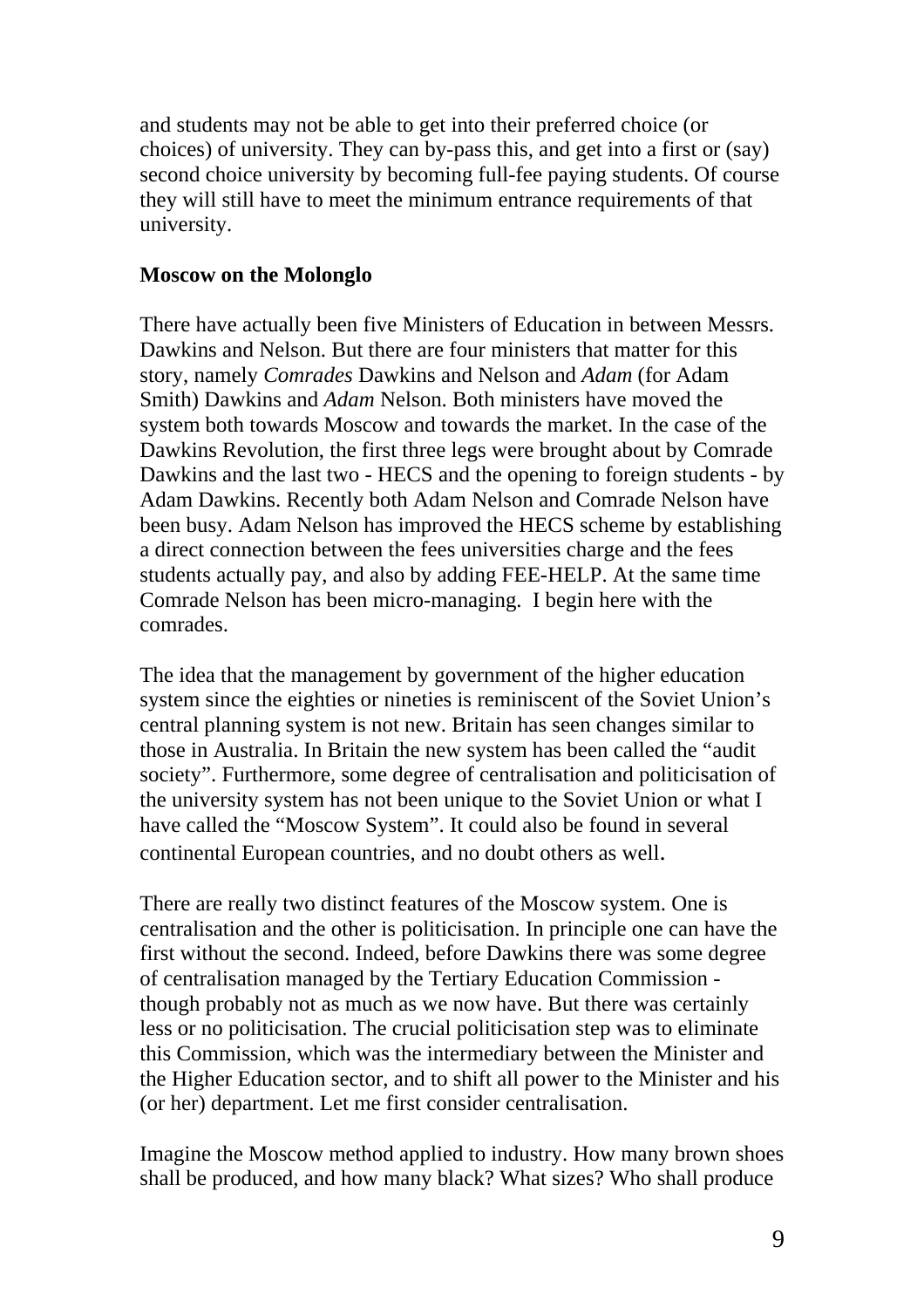and students may not be able to get into their preferred choice (or choices) of university. They can by-pass this, and get into a first or (say) second choice university by becoming full-fee paying students. Of course they will still have to meet the minimum entrance requirements of that university.

**Moscow on the Molonglo**

There have actually been five Ministers of Education in between Messrs. Dawkins and Nelson. But there are four ministers that matter for this story, namely *Comrades* Dawkins and Nelson and *Adam* (for Adam Smith) Dawkins and *Adam* Nelson. Both ministers have moved the system both towards Moscow and towards the market. In the case of the Dawkins Revolution, the first three legs were brought about by Comrade Dawkins and the last two - HECS and the opening to foreign students - by Adam Dawkins. Recently both Adam Nelson and Comrade Nelson have been busy. Adam Nelson has improved the HECS scheme by establishing a direct connection between the fees universities charge and the fees students actually pay, and also by adding FEE-HELP. At the same time Comrade Nelson has been micro-managing. I begin here with the comrades.

The idea that the management by government of the higher education system since the eighties or nineties is reminiscent of the Soviet Union's central planning system is not new. Britain has seen changes similar to those in Australia. In Britain the new system has been called the "audit society". Furthermore, some degree of centralisation and politicisation of the university system has not been unique to the Soviet Union or what I have called the "Moscow System". It could also be found in several continental European countries, and no doubt others as well.

There are really two distinct features of the Moscow system. One is centralisation and the other is politicisation. In principle one can have the first without the second. Indeed, before Dawkins there was some degree of centralisation managed by the Tertiary Education Commission - though probably not as much as we now have. But there was certainly less or no politicisation. The crucial politicisation step was to eliminate this Commission, which was the intermediary between the Minister and the Higher Education sector, and to shift all power to the Minister and his (or her) department. Let me first consider centralisation.

Imagine the Moscow method applied to industry. How many brown shoes shall be produced, and how many black? What sizes? Who shall produce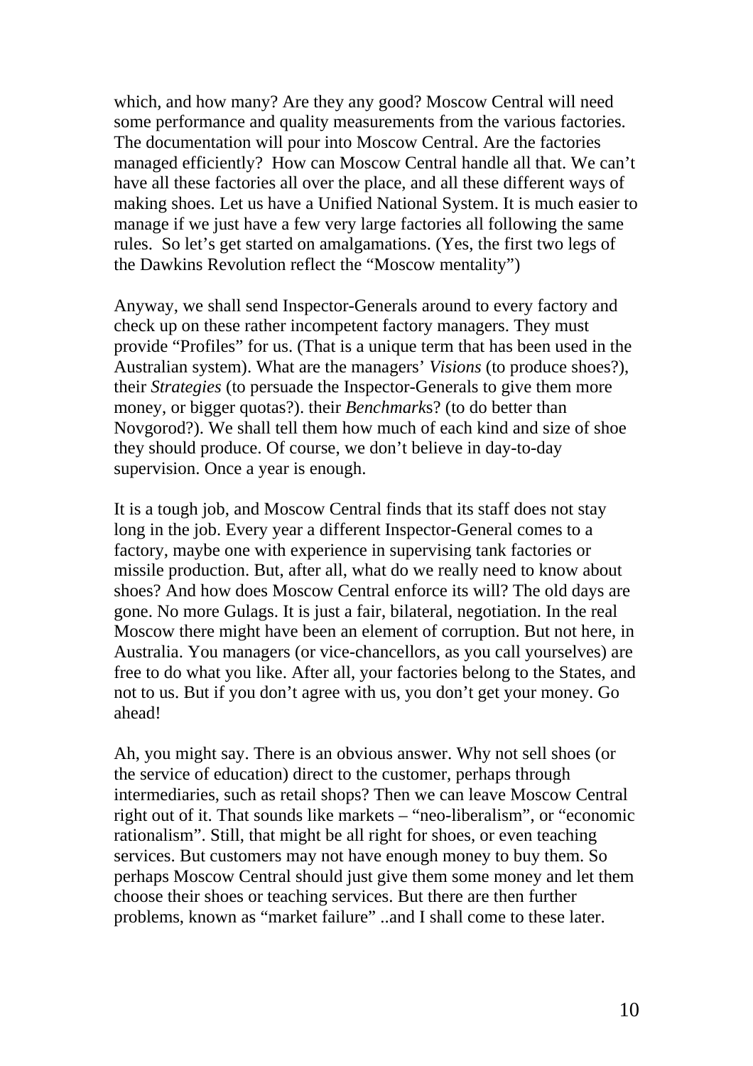which, and how many? Are they any good? Moscow Central will need some performance and quality measurements from the various factories. The documentation will pour into Moscow Central. Are the factories managed efficiently? How can Moscow Central handle all that. We can't have all these factories all over the place, and all these different ways of making shoes. Let us have a Unified National System. It is much easier to manage if we just have a few very large factories all following the same rules. So let's get started on amalgamations. (Yes, the first two legs of the Dawkins Revolution reflect the "Moscow mentality")

Anyway, we shall send Inspector-Generals around to every factory and check up on these rather incompetent factory managers. They must provide "Profiles" for us. (That is a unique term that has been used in the Australian system). What are the managers' *Visions* (to produce shoes?), their *Strategies* (to persuade the Inspector-Generals to give them more money, or bigger quotas?). their *Benchmark*s? (to do better than Novgorod?). We shall tell them how much of each kind and size of shoe they should produce. Of course, we don't believe in day-to-day supervision. Once a year is enough.

It is a tough job, and Moscow Central finds that its staff does not stay long in the job. Every year a different Inspector-General comes to a factory, maybe one with experience in supervising tank factories or missile production. But, after all, what do we really need to know about shoes? And how does Moscow Central enforce its will? The old days are gone. No more Gulags. It is just a fair, bilateral, negotiation. In the real Moscow there might have been an element of corruption. But not here, in Australia. You managers (or vice-chancellors, as you call yourselves) are free to do what you like. After all, your factories belong to the States, and not to us. But if you don't agree with us, you don't get your money. Go ahead!

Ah, you might say. There is an obvious answer. Why not sell shoes (or the service of education) direct to the customer, perhaps through intermediaries, such as retail shops? Then we can leave Moscow Central right out of it. That sounds like markets – "neo-liberalism", or "economic rationalism". Still, that might be all right for shoes, or even teaching services. But customers may not have enough money to buy them. So perhaps Moscow Central should just give them some money and let them choose their shoes or teaching services. But there are then further problems, known as "market failure" ..and I shall come to these later.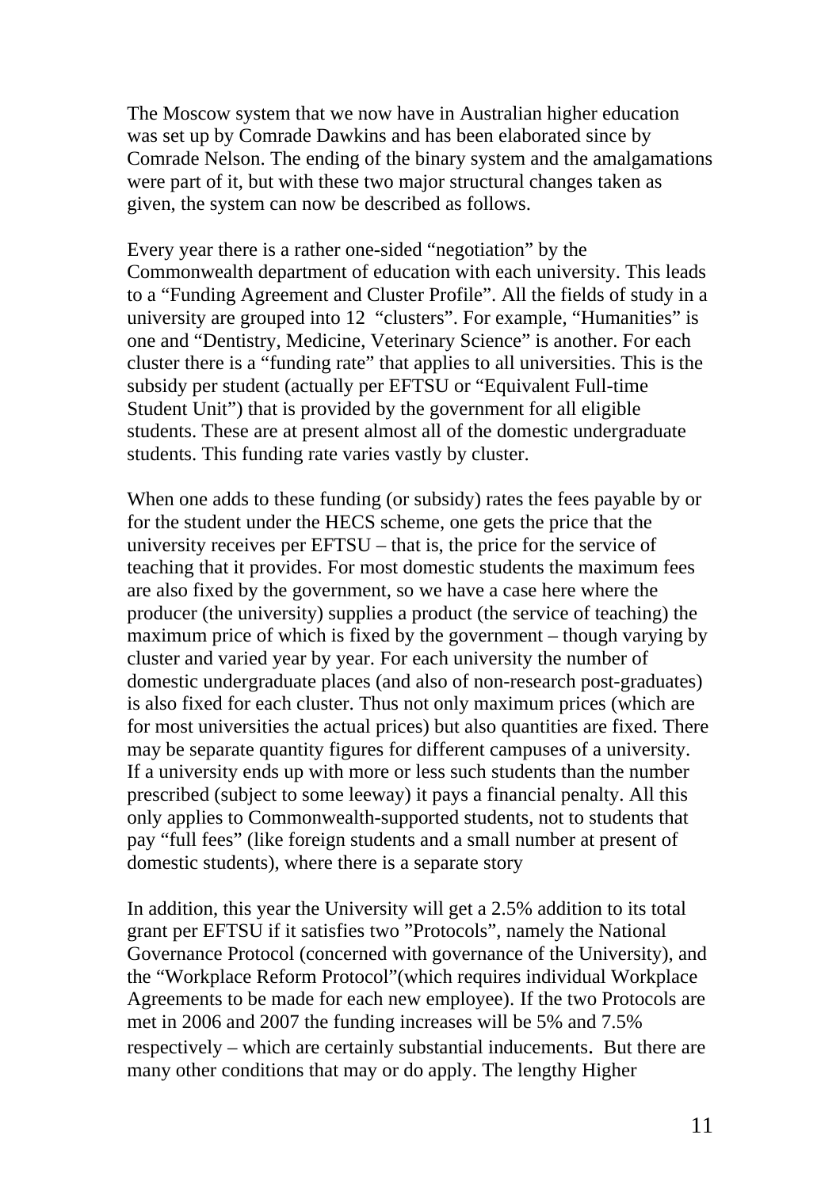The Moscow system that we now have in Australian higher education was set up by Comrade Dawkins and has been elaborated since by Comrade Nelson. The ending of the binary system and the amalgamations were part of it, but with these two major structural changes taken as given, the system can now be described as follows.

Every year there is a rather one-sided "negotiation" by the Commonwealth department of education with each university. This leads to a "Funding Agreement and Cluster Profile". All the fields of study in a university are grouped into 12 "clusters". For example, "Humanities" is one and "Dentistry, Medicine, Veterinary Science" is another. For each cluster there is a "funding rate" that applies to all universities. This is the subsidy per student (actually per EFTSU or "Equivalent Full-time Student Unit") that is provided by the government for all eligible students. These are at present almost all of the domestic undergraduate students. This funding rate varies vastly by cluster.

When one adds to these funding (or subsidy) rates the fees payable by or for the student under the HECS scheme, one gets the price that the university receives per EFTSU – that is, the price for the service of teaching that it provides. For most domestic students the maximum fees are also fixed by the government, so we have a case here where the producer (the university) supplies a product (the service of teaching) the maximum price of which is fixed by the government – though varying by cluster and varied year by year. For each university the number of domestic undergraduate places (and also of non-research post-graduates) is also fixed for each cluster. Thus not only maximum prices (which are for most universities the actual prices) but also quantities are fixed. There may be separate quantity figures for different campuses of a university. If a university ends up with more or less such students than the number prescribed (subject to some leeway) it pays a financial penalty. All this only applies to Commonwealth-supported students, not to students that pay "full fees" (like foreign students and a small number at present of domestic students), where there is a separate story

In addition, this year the University will get a 2.5% addition to its total grant per EFTSU if it satisfies two "Protocols", namely the National Governance Protocol (concerned with governance of the University), and the "Workplace Reform Protocol"(which requires individual Workplace Agreements to be made for each new employee). If the two Protocols are met in 2006 and 2007 the funding increases will be 5% and 7.5% respectively – which are certainly substantial inducements. But there are many other conditions that may or do apply. The lengthy Higher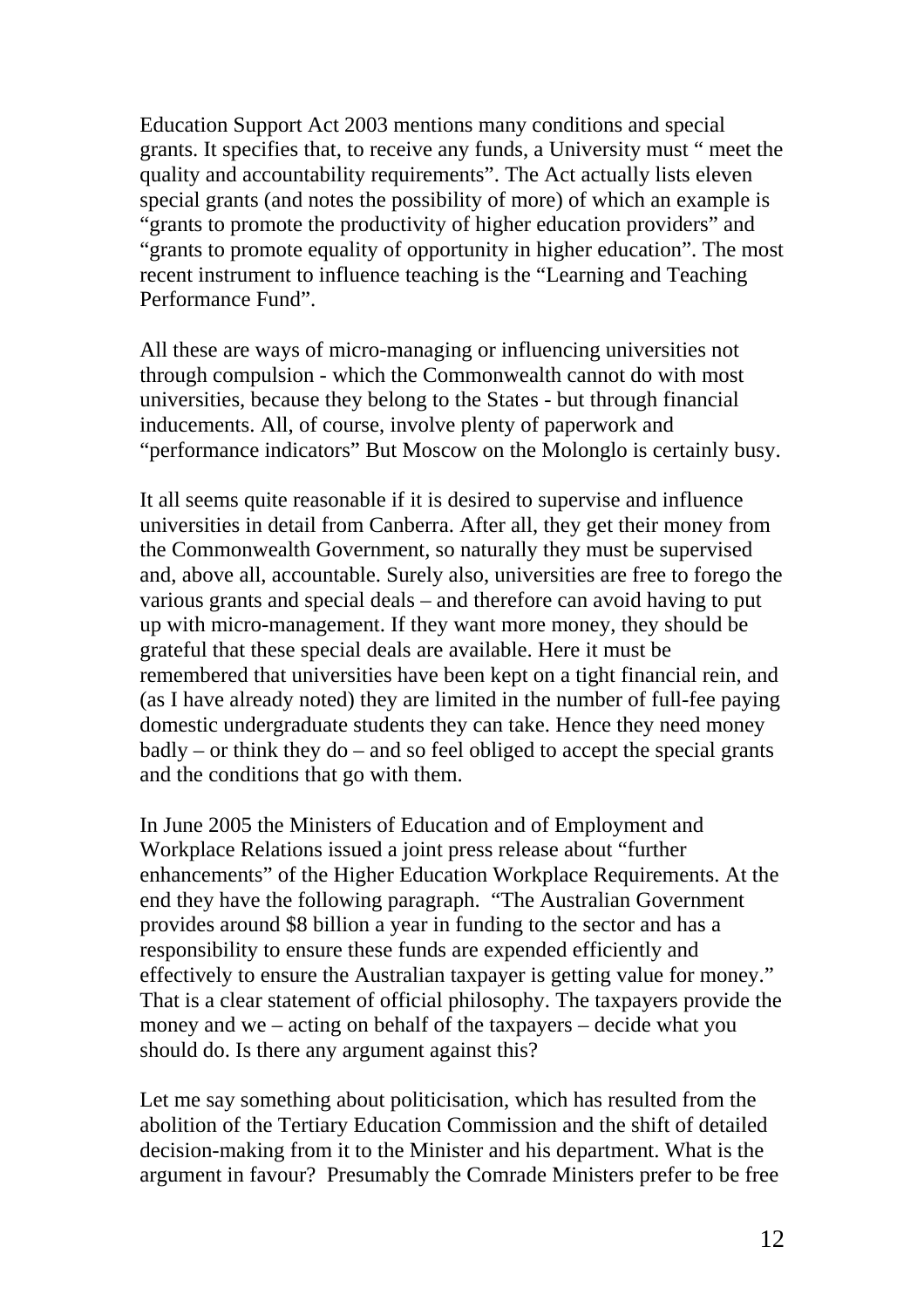Education Support Act 2003 mentions many conditions and special grants. It specifies that, to receive any funds, a University must " meet the quality and accountability requirements". The Act actually lists eleven special grants (and notes the possibility of more) of which an example is "grants to promote the productivity of higher education providers" and "grants to promote equality of opportunity in higher education". The most recent instrument to influence teaching is the "Learning and Teaching Performance Fund".

All these are ways of micro-managing or influencing universities not through compulsion - which the Commonwealth cannot do with most universities, because they belong to the States - but through financial inducements. All, of course, involve plenty of paperwork and "performance indicators" But Moscow on the Molonglo is certainly busy.

It all seems quite reasonable if it is desired to supervise and influence universities in detail from Canberra. After all, they get their money from the Commonwealth Government, so naturally they must be supervised and, above all, accountable. Surely also, universities are free to forego the various grants and special deals – and therefore can avoid having to put up with micro-management. If they want more money, they should be grateful that these special deals are available. Here it must be remembered that universities have been kept on a tight financial rein, and (as I have already noted) they are limited in the number of full-fee paying domestic undergraduate students they can take. Hence they need money badly – or think they do – and so feel obliged to accept the special grants and the conditions that go with them.

In June 2005 the Ministers of Education and of Employment and Workplace Relations issued a joint press release about "further enhancements" of the Higher Education Workplace Requirements. At the end they have the following paragraph. "The Australian Government provides around $8 billion a year in funding to the sector and has a responsibility to ensure these funds are expended efficiently and effectively to ensure the Australian taxpayer is getting value for money." That is a clear statement of official philosophy. The taxpayers provide the money and we – acting on behalf of the taxpayers – decide what you should do. Is there any argument against this?

Let me say something about politicisation, which has resulted from the abolition of the Tertiary Education Commission and the shift of detailed decision-making from it to the Minister and his department. What is the argument in favour? Presumably the Comrade Ministers prefer to be free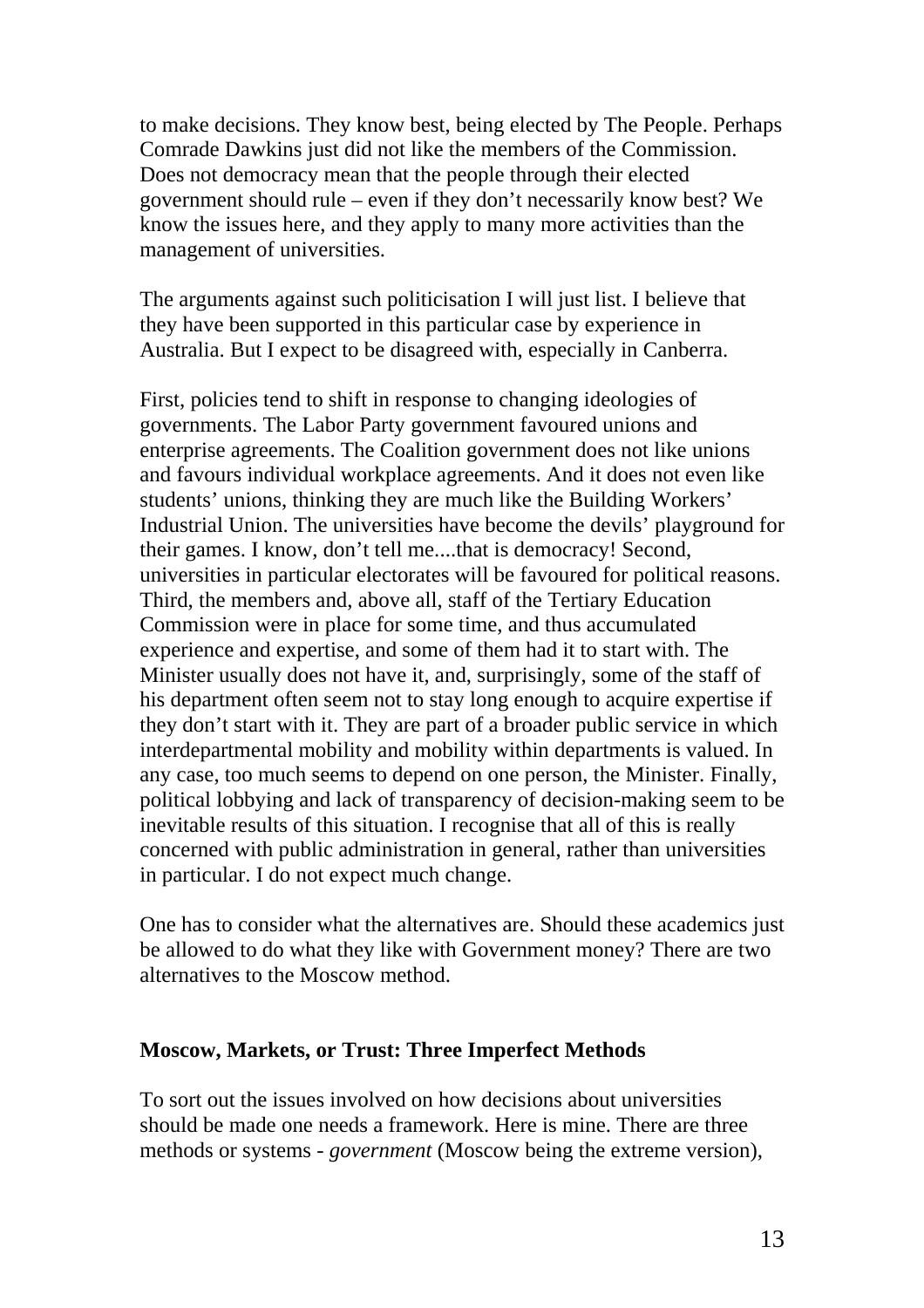to make decisions. They know best, being elected by The People. Perhaps Comrade Dawkins just did not like the members of the Commission. Does not democracy mean that the people through their elected government should rule – even if they don't necessarily know best? We know the issues here, and they apply to many more activities than the management of universities.

The arguments against such politicisation I will just list. I believe that they have been supported in this particular case by experience in Australia. But I expect to be disagreed with, especially in Canberra.

First, policies tend to shift in response to changing ideologies of governments. The Labor Party government favoured unions and enterprise agreements. The Coalition government does not like unions and favours individual workplace agreements. And it does not even like students' unions, thinking they are much like the Building Workers' Industrial Union. The universities have become the devils' playground for their games. I know, don't tell me....that is democracy! Second, universities in particular electorates will be favoured for political reasons. Third, the members and, above all, staff of the Tertiary Education Commission were in place for some time, and thus accumulated experience and expertise, and some of them had it to start with. The Minister usually does not have it, and, surprisingly, some of the staff of his department often seem not to stay long enough to acquire expertise if they don't start with it. They are part of a broader public service in which interdepartmental mobility and mobility within departments is valued. In any case, too much seems to depend on one person, the Minister. Finally, political lobbying and lack of transparency of decision-making seem to be inevitable results of this situation. I recognise that all of this is really concerned with public administration in general, rather than universities in particular. I do not expect much change.

One has to consider what the alternatives are. Should these academics just be allowed to do what they like with Government money? There are two alternatives to the Moscow method.

### Moscow, Markets, or Trust: Three Imperfect Methods

To sort out the issues involved on how decisions about universities should be made one needs a framework. Here is mine. There are three methods or systems - *government* (Moscow being the extreme version),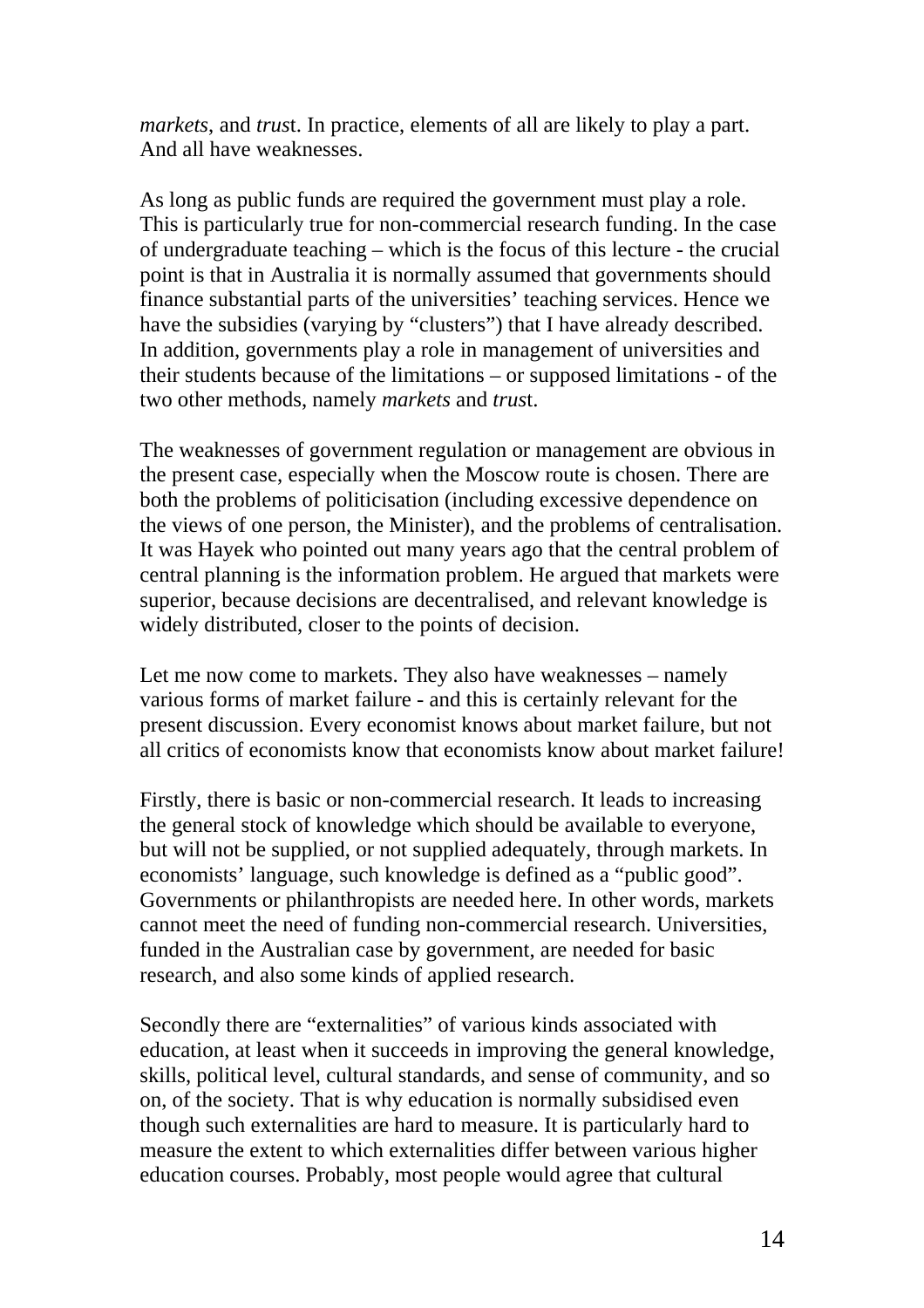*markets*, and *trust*. In practice, elements of all are likely to play a part. And all have weaknesses.

As long as public funds are required the government must play a role. This is particularly true for non-commercial research funding. In the case of undergraduate teaching – which is the focus of this lecture - the crucial point is that in Australia it is normally assumed that governments should finance substantial parts of the universities' teaching services. Hence we have the subsidies (varying by "clusters") that I have already described. In addition, governments play a role in management of universities and their students because of the limitations – or supposed limitations - of the two other methods, namely *markets* and *trust*.

The weaknesses of government regulation or management are obvious in the present case, especially when the Moscow route is chosen. There are both the problems of politicisation (including excessive dependence on the views of one person, the Minister), and the problems of centralisation. It was Hayek who pointed out many years ago that the central problem of central planning is the information problem. He argued that markets were superior, because decisions are decentralised, and relevant knowledge is widely distributed, closer to the points of decision.

Let me now come to markets. They also have weaknesses – namely various forms of market failure - and this is certainly relevant for the present discussion. Every economist knows about market failure, but not all critics of economists know that economists know about market failure!

Firstly, there is basic or non-commercial research. It leads to increasing the general stock of knowledge which should be available to everyone, but will not be supplied, or not supplied adequately, through markets. In economists' language, such knowledge is defined as a "public good". Governments or philanthropists are needed here. In other words, markets cannot meet the need of funding non-commercial research. Universities, funded in the Australian case by government, are needed for basic research, and also some kinds of applied research.

Secondly there are "externalities" of various kinds associated with education, at least when it succeeds in improving the general knowledge, skills, political level, cultural standards, and sense of community, and so on, of the society. That is why education is normally subsidised even though such externalities are hard to measure. It is particularly hard to measure the extent to which externalities differ between various higher education courses. Probably, most people would agree that cultural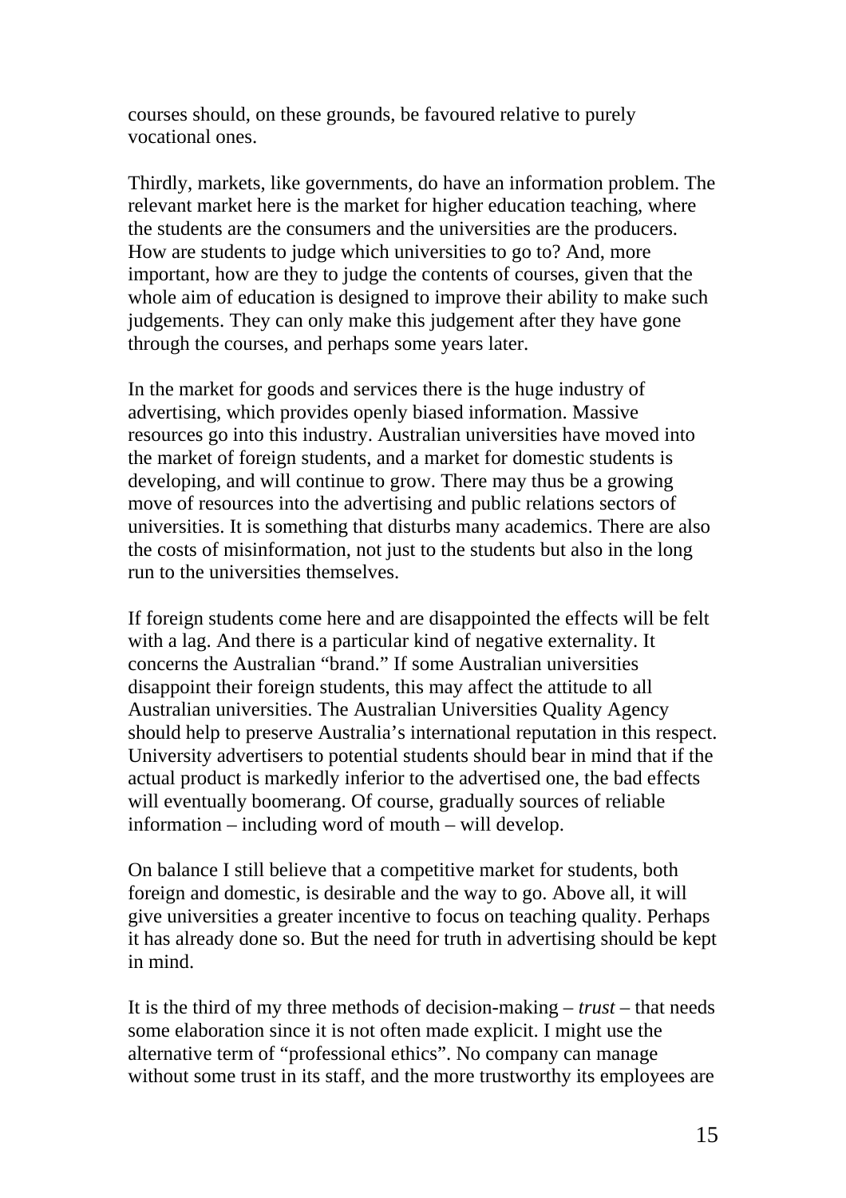courses should, on these grounds, be favoured relative to purely vocational ones.

Thirdly, markets, like governments, do have an information problem. The relevant market here is the market for higher education teaching, where the students are the consumers and the universities are the producers. How are students to judge which universities to go to? And, more important, how are they to judge the contents of courses, given that the whole aim of education is designed to improve their ability to make such judgements. They can only make this judgement after they have gone through the courses, and perhaps some years later.

In the market for goods and services there is the huge industry of advertising, which provides openly biased information. Massive resources go into this industry. Australian universities have moved into the market of foreign students, and a market for domestic students is developing, and will continue to grow. There may thus be a growing move of resources into the advertising and public relations sectors of universities. It is something that disturbs many academics. There are also the costs of misinformation, not just to the students but also in the long run to the universities themselves.

If foreign students come here and are disappointed the effects will be felt with a lag. And there is a particular kind of negative externality. It concerns the Australian "brand." If some Australian universities disappoint their foreign students, this may affect the attitude to all Australian universities. The Australian Universities Quality Agency should help to preserve Australia's international reputation in this respect. University advertisers to potential students should bear in mind that if the actual product is markedly inferior to the advertised one, the bad effects will eventually boomerang. Of course, gradually sources of reliable information – including word of mouth – will develop.

On balance I still believe that a competitive market for students, both foreign and domestic, is desirable and the way to go. Above all, it will give universities a greater incentive to focus on teaching quality. Perhaps it has already done so. But the need for truth in advertising should be kept in mind.

It is the third of my three methods of decision-making – *trust* – that needs some elaboration since it is not often made explicit. I might use the alternative term of "professional ethics". No company can manage without some trust in its staff, and the more trustworthy its employees are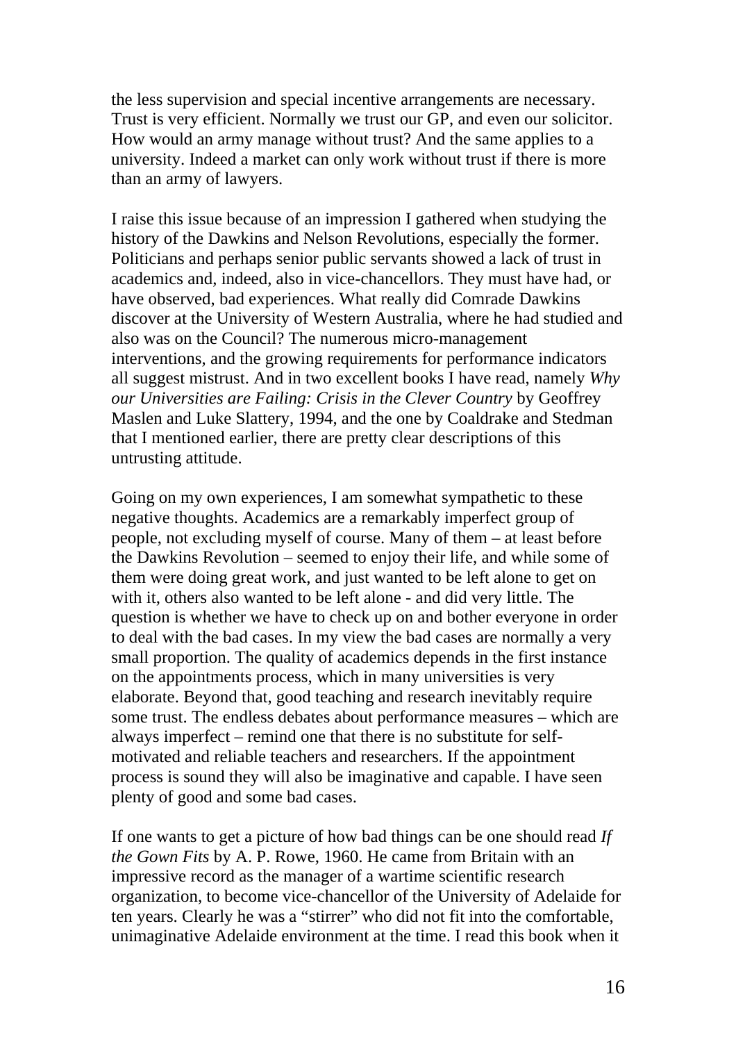the less supervision and special incentive arrangements are necessary. Trust is very efficient. Normally we trust our GP, and even our solicitor. How would an army manage without trust? And the same applies to a university. Indeed a market can only work without trust if there is more than an army of lawyers.

I raise this issue because of an impression I gathered when studying the history of the Dawkins and Nelson Revolutions, especially the former. Politicians and perhaps senior public servants showed a lack of trust in academics and, indeed, also in vice-chancellors. They must have had, or have observed, bad experiences. What really did Comrade Dawkins discover at the University of Western Australia, where he had studied and also was on the Council? The numerous micro-management interventions, and the growing requirements for performance indicators all suggest mistrust. And in two excellent books I have read, namely *Why our Universities are Failing: Crisis in the Clever Country* by Geoffrey Maslen and Luke Slattery, 1994, and the one by Coaldrake and Stedman that I mentioned earlier, there are pretty clear descriptions of this untrusting attitude.

Going on my own experiences, I am somewhat sympathetic to these negative thoughts. Academics are a remarkably imperfect group of people, not excluding myself of course. Many of them – at least before the Dawkins Revolution – seemed to enjoy their life, and while some of them were doing great work, and just wanted to be left alone to get on with it, others also wanted to be left alone - and did very little. The question is whether we have to check up on and bother everyone in order to deal with the bad cases. In my view the bad cases are normally a very small proportion. The quality of academics depends in the first instance on the appointments process, which in many universities is very elaborate. Beyond that, good teaching and research inevitably require some trust. The endless debates about performance measures – which are always imperfect – remind one that there is no substitute for self-motivated and reliable teachers and researchers. If the appointment process is sound they will also be imaginative and capable. I have seen plenty of good and some bad cases.

If one wants to get a picture of how bad things can be one should read *If the Gown Fits* by A. P. Rowe, 1960. He came from Britain with an impressive record as the manager of a wartime scientific research organization, to become vice-chancellor of the University of Adelaide for ten years. Clearly he was a "stirrer" who did not fit into the comfortable, unimaginative Adelaide environment at the time. I read this book when it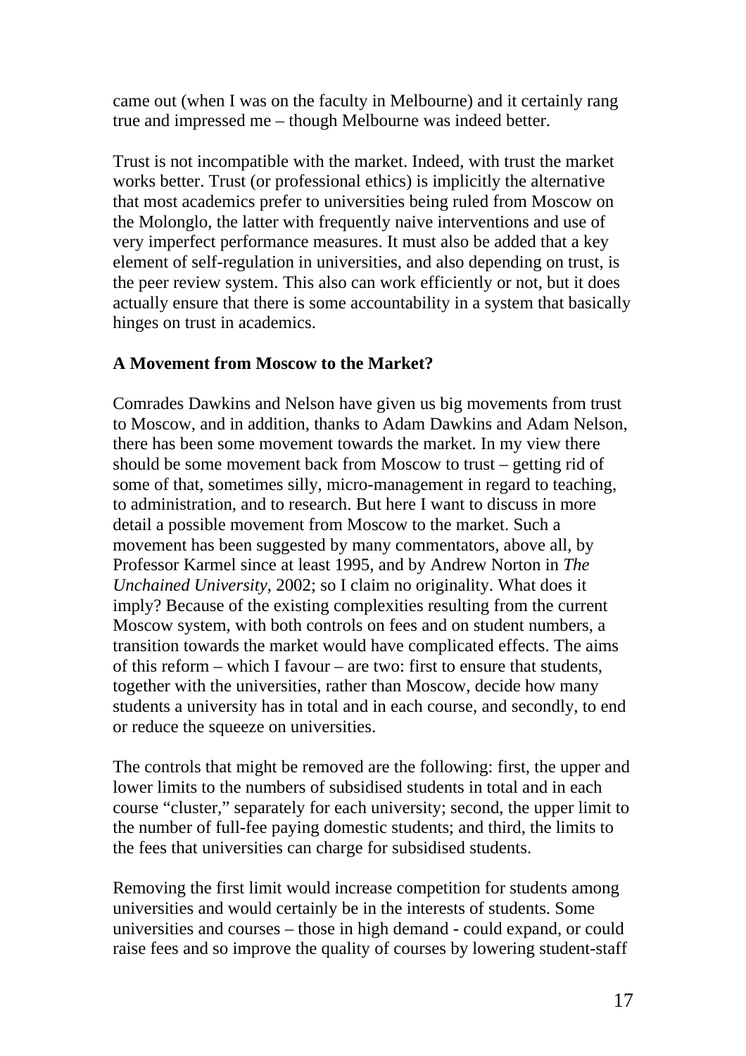came out (when I was on the faculty in Melbourne) and it certainly rang true and impressed me – though Melbourne was indeed better.

Trust is not incompatible with the market. Indeed, with trust the market works better. Trust (or professional ethics) is implicitly the alternative that most academics prefer to universities being ruled from Moscow on the Molonglo, the latter with frequently naive interventions and use of very imperfect performance measures. It must also be added that a key element of self-regulation in universities, and also depending on trust, is the peer review system. This also can work efficiently or not, but it does actually ensure that there is some accountability in a system that basically hinges on trust in academics.

**A Movement from Moscow to the Market?**

Comrades Dawkins and Nelson have given us big movements from trust to Moscow, and in addition, thanks to Adam Dawkins and Adam Nelson, there has been some movement towards the market. In my view there should be some movement back from Moscow to trust – getting rid of some of that, sometimes silly, micro-management in regard to teaching, to administration, and to research. But here I want to discuss in more detail a possible movement from Moscow to the market. Such a movement has been suggested by many commentators, above all, by Professor Karmel since at least 1995, and by Andrew Norton in *The Unchained University,* 2002; so I claim no originality. What does it imply? Because of the existing complexities resulting from the current Moscow system, with both controls on fees and on student numbers, a transition towards the market would have complicated effects. The aims of this reform – which I favour – are two: first to ensure that students, together with the universities, rather than Moscow, decide how many students a university has in total and in each course, and secondly, to end or reduce the squeeze on universities.

The controls that might be removed are the following: first, the upper and lower limits to the numbers of subsidised students in total and in each course "cluster," separately for each university; second, the upper limit to the number of full-fee paying domestic students; and third, the limits to the fees that universities can charge for subsidised students.

Removing the first limit would increase competition for students among universities and would certainly be in the interests of students. Some universities and courses – those in high demand - could expand, or could raise fees and so improve the quality of courses by lowering student-staff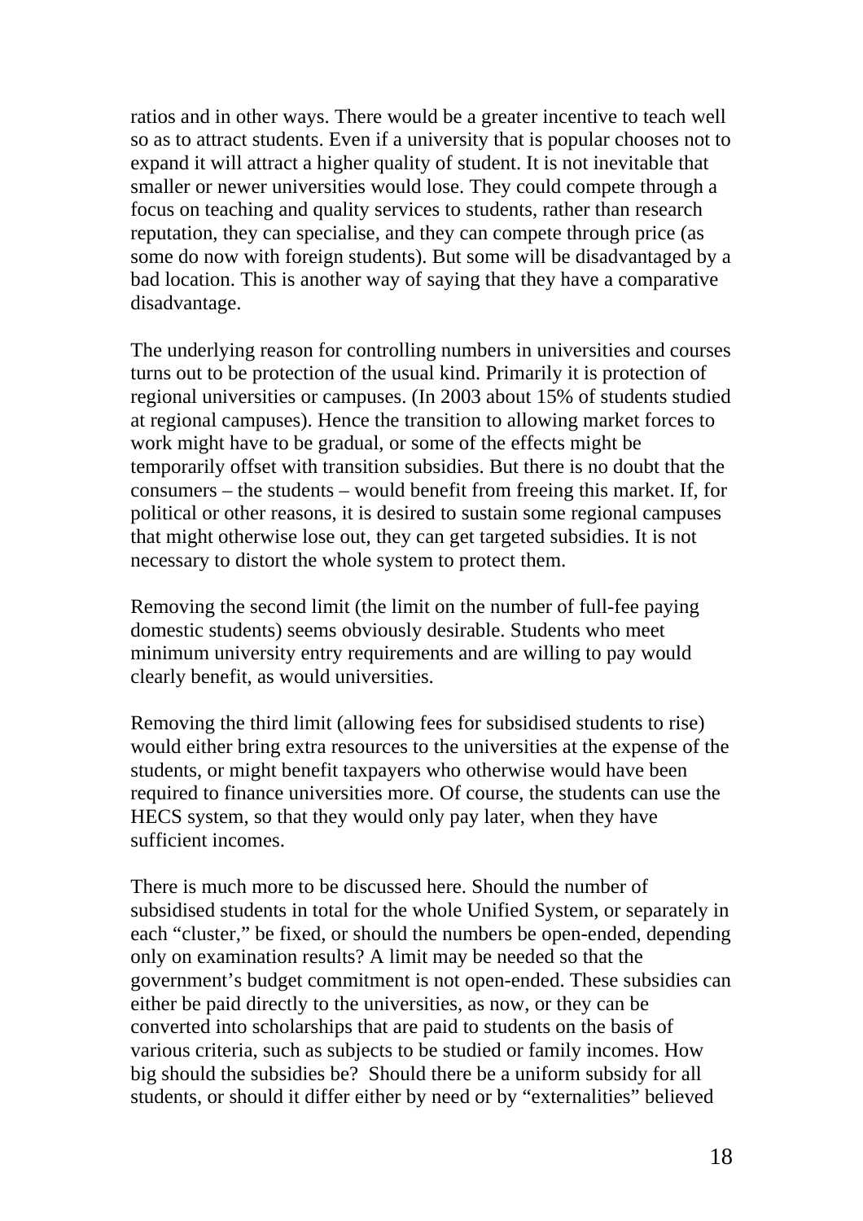ratios and in other ways. There would be a greater incentive to teach well so as to attract students. Even if a university that is popular chooses not to expand it will attract a higher quality of student. It is not inevitable that smaller or newer universities would lose. They could compete through a focus on teaching and quality services to students, rather than research reputation, they can specialise, and they can compete through price (as some do now with foreign students). But some will be disadvantaged by a bad location. This is another way of saying that they have a comparative disadvantage.

The underlying reason for controlling numbers in universities and courses turns out to be protection of the usual kind. Primarily it is protection of regional universities or campuses. (In 2003 about 15% of students studied at regional campuses). Hence the transition to allowing market forces to work might have to be gradual, or some of the effects might be temporarily offset with transition subsidies. But there is no doubt that the consumers – the students – would benefit from freeing this market. If, for political or other reasons, it is desired to sustain some regional campuses that might otherwise lose out, they can get targeted subsidies. It is not necessary to distort the whole system to protect them.

Removing the second limit (the limit on the number of full-fee paying domestic students) seems obviously desirable. Students who meet minimum university entry requirements and are willing to pay would clearly benefit, as would universities.

Removing the third limit (allowing fees for subsidised students to rise) would either bring extra resources to the universities at the expense of the students, or might benefit taxpayers who otherwise would have been required to finance universities more. Of course, the students can use the HECS system, so that they would only pay later, when they have sufficient incomes.

There is much more to be discussed here. Should the number of subsidised students in total for the whole Unified System, or separately in each "cluster," be fixed, or should the numbers be open-ended, depending only on examination results? A limit may be needed so that the government's budget commitment is not open-ended. These subsidies can either be paid directly to the universities, as now, or they can be converted into scholarships that are paid to students on the basis of various criteria, such as subjects to be studied or family incomes. How big should the subsidies be? Should there be a uniform subsidy for all students, or should it differ either by need or by "externalities" believed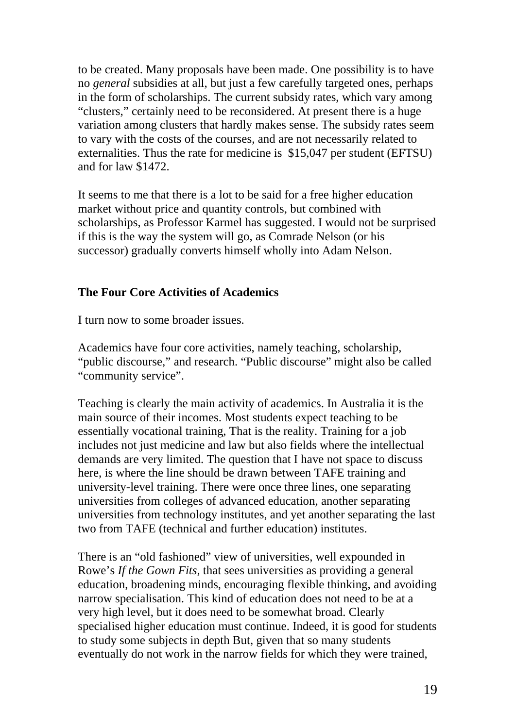to be created. Many proposals have been made. One possibility is to have no *general* subsidies at all, but just a few carefully targeted ones, perhaps in the form of scholarships. The current subsidy rates, which vary among "clusters," certainly need to be reconsidered. At present there is a huge variation among clusters that hardly makes sense. The subsidy rates seem to vary with the costs of the courses, and are not necessarily related to externalities. Thus the rate for medicine is $15,047 per student (EFTSU) and for law $1472.

It seems to me that there is a lot to be said for a free higher education market without price and quantity controls, but combined with scholarships, as Professor Karmel has suggested. I would not be surprised if this is the way the system will go, as Comrade Nelson (or his successor) gradually converts himself wholly into Adam Nelson.

**The Four Core Activities of Academics**

I turn now to some broader issues.

Academics have four core activities, namely teaching, scholarship, "public discourse," and research. "Public discourse" might also be called "community service".

Teaching is clearly the main activity of academics. In Australia it is the main source of their incomes. Most students expect teaching to be essentially vocational training, That is the reality. Training for a job includes not just medicine and law but also fields where the intellectual demands are very limited. The question that I have not space to discuss here, is where the line should be drawn between TAFE training and university-level training. There were once three lines, one separating universities from colleges of advanced education, another separating universities from technology institutes, and yet another separating the last two from TAFE (technical and further education) institutes.

There is an "old fashioned" view of universities, well expounded in Rowe's *If the Gown Fits*, that sees universities as providing a general education, broadening minds, encouraging flexible thinking, and avoiding narrow specialisation. This kind of education does not need to be at a very high level, but it does need to be somewhat broad. Clearly specialised higher education must continue. Indeed, it is good for students to study some subjects in depth But, given that so many students eventually do not work in the narrow fields for which they were trained,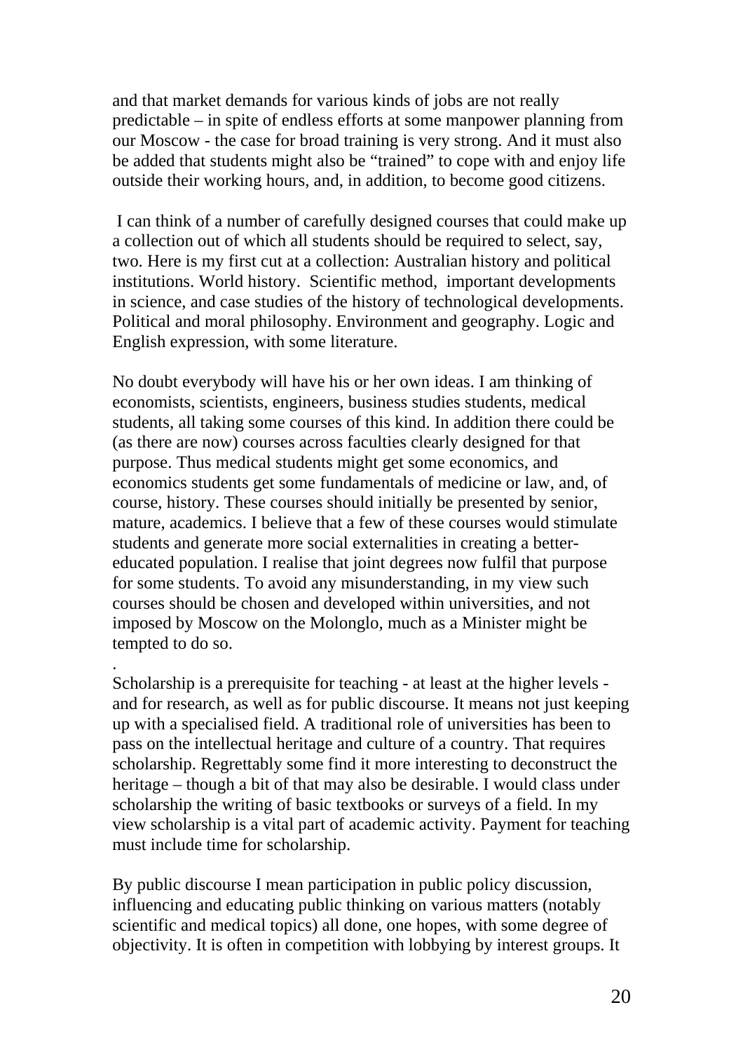and that market demands for various kinds of jobs are not really predictable – in spite of endless efforts at some manpower planning from our Moscow - the case for broad training is very strong. And it must also be added that students might also be "trained" to cope with and enjoy life outside their working hours, and, in addition, to become good citizens.

I can think of a number of carefully designed courses that could make up a collection out of which all students should be required to select, say, two. Here is my first cut at a collection: Australian history and political institutions. World history. Scientific method, important developments in science, and case studies of the history of technological developments. Political and moral philosophy. Environment and geography. Logic and English expression, with some literature.

No doubt everybody will have his or her own ideas. I am thinking of economists, scientists, engineers, business studies students, medical students, all taking some courses of this kind. In addition there could be (as there are now) courses across faculties clearly designed for that purpose. Thus medical students might get some economics, and economics students get some fundamentals of medicine or law, and, of course, history. These courses should initially be presented by senior, mature, academics. I believe that a few of these courses would stimulate students and generate more social externalities in creating a better-educated population. I realise that joint degrees now fulfil that purpose for some students. To avoid any misunderstanding, in my view such courses should be chosen and developed within universities, and not imposed by Moscow on the Molonglo, much as a Minister might be tempted to do so.

.

Scholarship is a prerequisite for teaching - at least at the higher levels - and for research, as well as for public discourse. It means not just keeping up with a specialised field. A traditional role of universities has been to pass on the intellectual heritage and culture of a country. That requires scholarship. Regrettably some find it more interesting to deconstruct the heritage – though a bit of that may also be desirable. I would class under scholarship the writing of basic textbooks or surveys of a field. In my view scholarship is a vital part of academic activity. Payment for teaching must include time for scholarship.

By public discourse I mean participation in public policy discussion, influencing and educating public thinking on various matters (notably scientific and medical topics) all done, one hopes, with some degree of objectivity. It is often in competition with lobbying by interest groups. It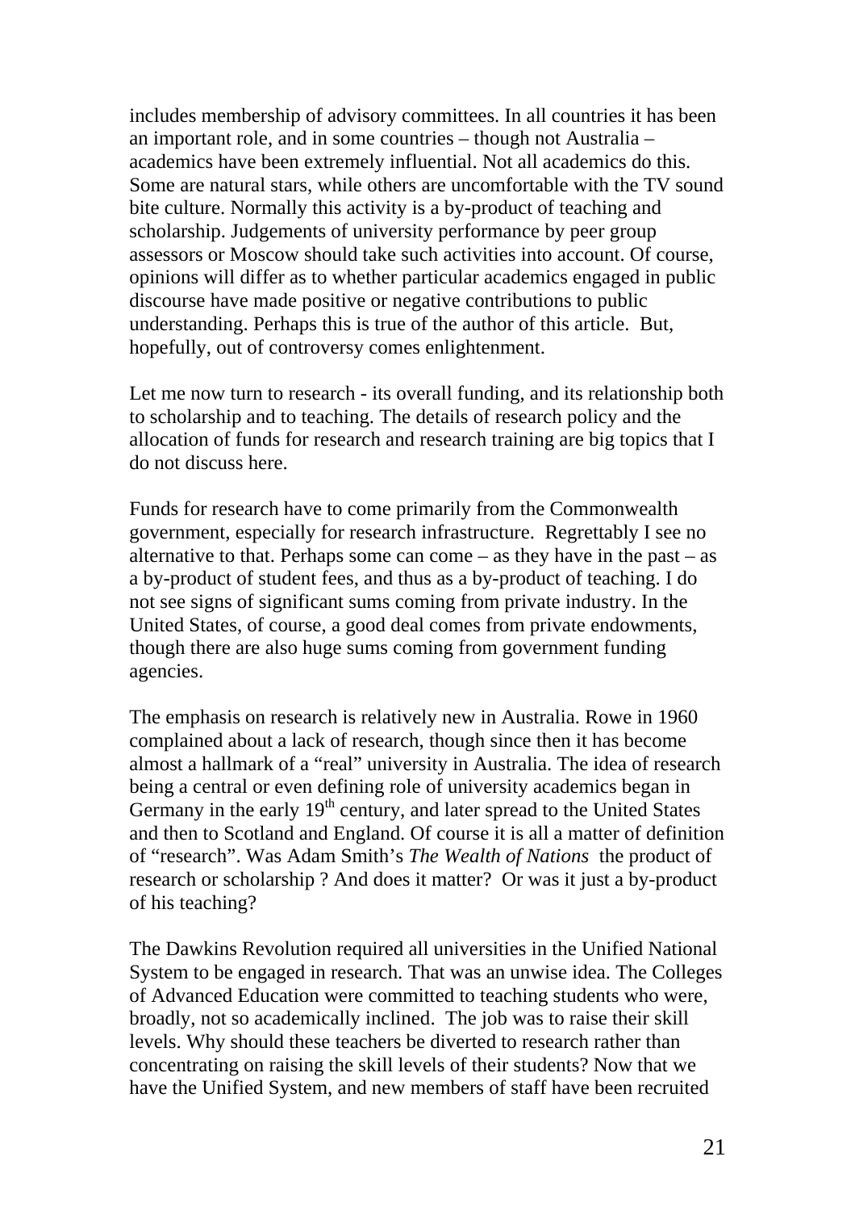includes membership of advisory committees. In all countries it has been an important role, and in some countries – though not Australia – academics have been extremely influential. Not all academics do this. Some are natural stars, while others are uncomfortable with the TV sound bite culture. Normally this activity is a by-product of teaching and scholarship. Judgements of university performance by peer group assessors or Moscow should take such activities into account. Of course, opinions will differ as to whether particular academics engaged in public discourse have made positive or negative contributions to public understanding. Perhaps this is true of the author of this article. But, hopefully, out of controversy comes enlightenment.

Let me now turn to research - its overall funding, and its relationship both to scholarship and to teaching. The details of research policy and the allocation of funds for research and research training are big topics that I do not discuss here.

Funds for research have to come primarily from the Commonwealth government, especially for research infrastructure. Regrettably I see no alternative to that. Perhaps some can come – as they have in the past – as a by-product of student fees, and thus as a by-product of teaching. I do not see signs of significant sums coming from private industry. In the United States, of course, a good deal comes from private endowments, though there are also huge sums coming from government funding agencies.

The emphasis on research is relatively new in Australia. Rowe in 1960 complained about a lack of research, though since then it has become almost a hallmark of a "real" university in Australia. The idea of research being a central or even defining role of university academics began in Germany in the early 19th century, and later spread to the United States and then to Scotland and England. Of course it is all a matter of definition of "research". Was Adam Smith's *The Wealth of Nations* the product of research or scholarship ? And does it matter? Or was it just a by-product of his teaching?

The Dawkins Revolution required all universities in the Unified National System to be engaged in research. That was an unwise idea. The Colleges of Advanced Education were committed to teaching students who were, broadly, not so academically inclined. The job was to raise their skill levels. Why should these teachers be diverted to research rather than concentrating on raising the skill levels of their students? Now that we have the Unified System, and new members of staff have been recruited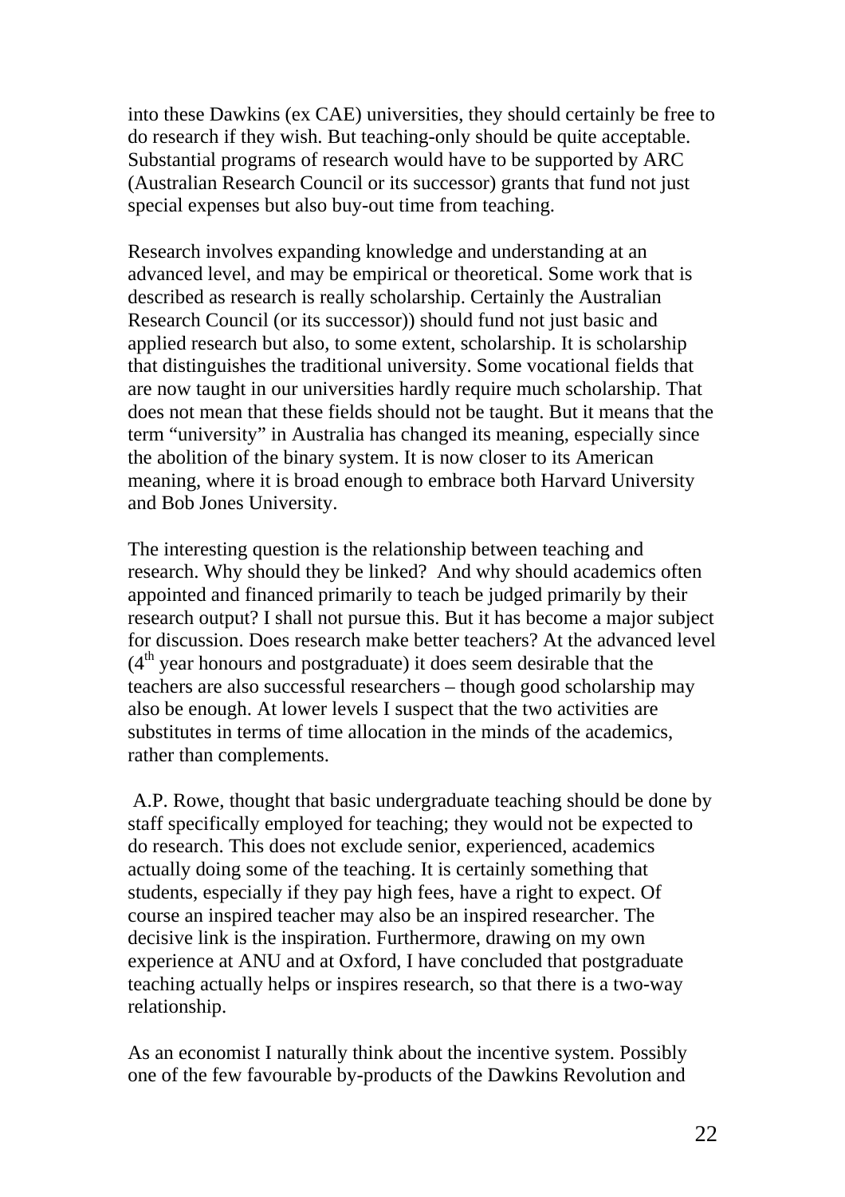into these Dawkins (ex CAE) universities, they should certainly be free to do research if they wish. But teaching-only should be quite acceptable. Substantial programs of research would have to be supported by ARC (Australian Research Council or its successor) grants that fund not just special expenses but also buy-out time from teaching.

Research involves expanding knowledge and understanding at an advanced level, and may be empirical or theoretical. Some work that is described as research is really scholarship. Certainly the Australian Research Council (or its successor)) should fund not just basic and applied research but also, to some extent, scholarship. It is scholarship that distinguishes the traditional university. Some vocational fields that are now taught in our universities hardly require much scholarship. That does not mean that these fields should not be taught. But it means that the term "university" in Australia has changed its meaning, especially since the abolition of the binary system. It is now closer to its American meaning, where it is broad enough to embrace both Harvard University and Bob Jones University.

The interesting question is the relationship between teaching and research. Why should they be linked? And why should academics often appointed and financed primarily to teach be judged primarily by their research output? I shall not pursue this. But it has become a major subject for discussion. Does research make better teachers? At the advanced level (4th year honours and postgraduate) it does seem desirable that the teachers are also successful researchers – though good scholarship may also be enough. At lower levels I suspect that the two activities are substitutes in terms of time allocation in the minds of the academics, rather than complements.

A.P. Rowe, thought that basic undergraduate teaching should be done by staff specifically employed for teaching; they would not be expected to do research. This does not exclude senior, experienced, academics actually doing some of the teaching. It is certainly something that students, especially if they pay high fees, have a right to expect. Of course an inspired teacher may also be an inspired researcher. The decisive link is the inspiration. Furthermore, drawing on my own experience at ANU and at Oxford, I have concluded that postgraduate teaching actually helps or inspires research, so that there is a two-way relationship.

As an economist I naturally think about the incentive system. Possibly one of the few favourable by-products of the Dawkins Revolution and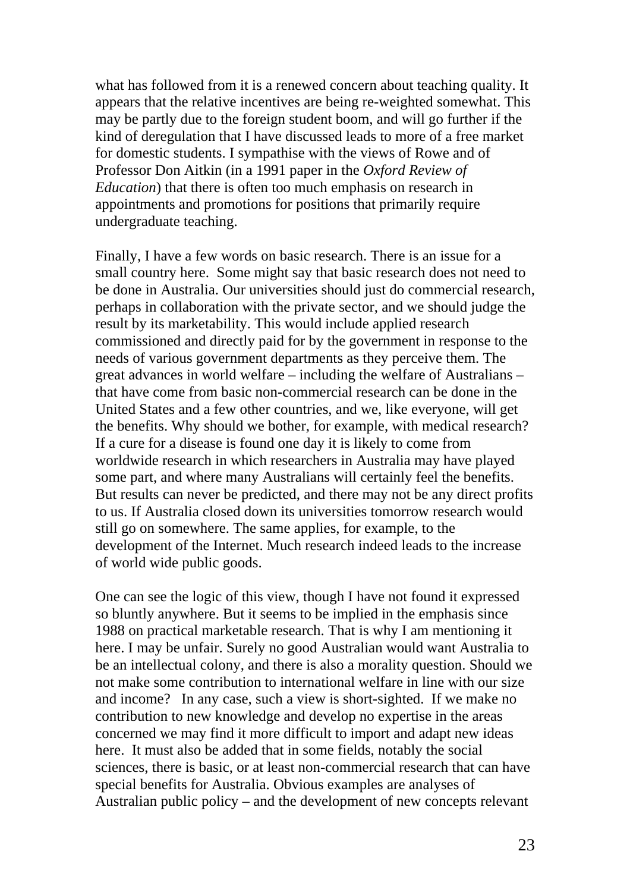what has followed from it is a renewed concern about teaching quality. It appears that the relative incentives are being re-weighted somewhat. This may be partly due to the foreign student boom, and will go further if the kind of deregulation that I have discussed leads to more of a free market for domestic students. I sympathise with the views of Rowe and of Professor Don Aitkin (in a 1991 paper in the *Oxford Review of Education*) that there is often too much emphasis on research in appointments and promotions for positions that primarily require undergraduate teaching.

Finally, I have a few words on basic research. There is an issue for a small country here. Some might say that basic research does not need to be done in Australia. Our universities should just do commercial research, perhaps in collaboration with the private sector, and we should judge the result by its marketability. This would include applied research commissioned and directly paid for by the government in response to the needs of various government departments as they perceive them. The great advances in world welfare – including the welfare of Australians – that have come from basic non-commercial research can be done in the United States and a few other countries, and we, like everyone, will get the benefits. Why should we bother, for example, with medical research? If a cure for a disease is found one day it is likely to come from worldwide research in which researchers in Australia may have played some part, and where many Australians will certainly feel the benefits. But results can never be predicted, and there may not be any direct profits to us. If Australia closed down its universities tomorrow research would still go on somewhere. The same applies, for example, to the development of the Internet. Much research indeed leads to the increase of world wide public goods.

One can see the logic of this view, though I have not found it expressed so bluntly anywhere. But it seems to be implied in the emphasis since 1988 on practical marketable research. That is why I am mentioning it here. I may be unfair. Surely no good Australian would want Australia to be an intellectual colony, and there is also a morality question. Should we not make some contribution to international welfare in line with our size and income? In any case, such a view is short-sighted. If we make no contribution to new knowledge and develop no expertise in the areas concerned we may find it more difficult to import and adapt new ideas here. It must also be added that in some fields, notably the social sciences, there is basic, or at least non-commercial research that can have special benefits for Australia. Obvious examples are analyses of Australian public policy – and the development of new concepts relevant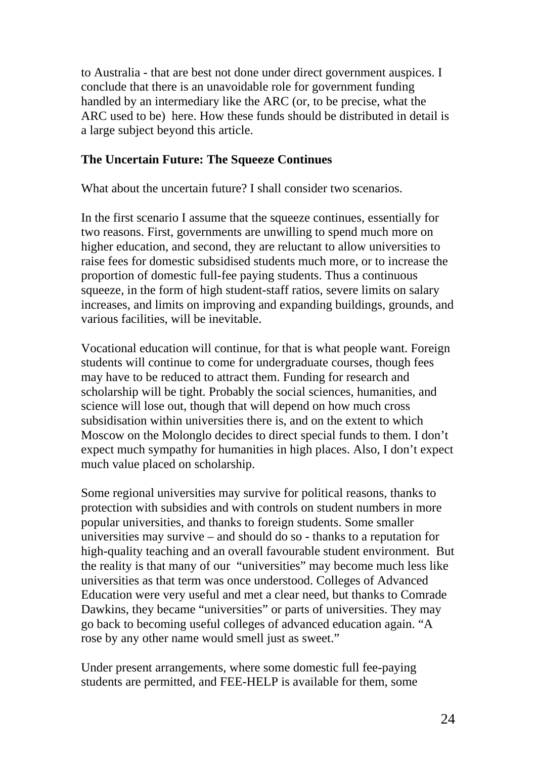to Australia - that are best not done under direct government auspices. I conclude that there is an unavoidable role for government funding handled by an intermediary like the ARC (or, to be precise, what the ARC used to be) here. How these funds should be distributed in detail is a large subject beyond this article.

**The Uncertain Future: The Squeeze Continues**

What about the uncertain future? I shall consider two scenarios.

In the first scenario I assume that the squeeze continues, essentially for two reasons. First, governments are unwilling to spend much more on higher education, and second, they are reluctant to allow universities to raise fees for domestic subsidised students much more, or to increase the proportion of domestic full-fee paying students. Thus a continuous squeeze, in the form of high student-staff ratios, severe limits on salary increases, and limits on improving and expanding buildings, grounds, and various facilities, will be inevitable.

Vocational education will continue, for that is what people want. Foreign students will continue to come for undergraduate courses, though fees may have to be reduced to attract them. Funding for research and scholarship will be tight. Probably the social sciences, humanities, and science will lose out, though that will depend on how much cross subsidisation within universities there is, and on the extent to which Moscow on the Molonglo decides to direct special funds to them. I don't expect much sympathy for humanities in high places. Also, I don't expect much value placed on scholarship.

Some regional universities may survive for political reasons, thanks to protection with subsidies and with controls on student numbers in more popular universities, and thanks to foreign students. Some smaller universities may survive – and should do so - thanks to a reputation for high-quality teaching and an overall favourable student environment. But the reality is that many of our "universities" may become much less like universities as that term was once understood. Colleges of Advanced Education were very useful and met a clear need, but thanks to Comrade Dawkins, they became "universities" or parts of universities. They may go back to becoming useful colleges of advanced education again. "A rose by any other name would smell just as sweet."

Under present arrangements, where some domestic full fee-paying students are permitted, and FEE-HELP is available for them, some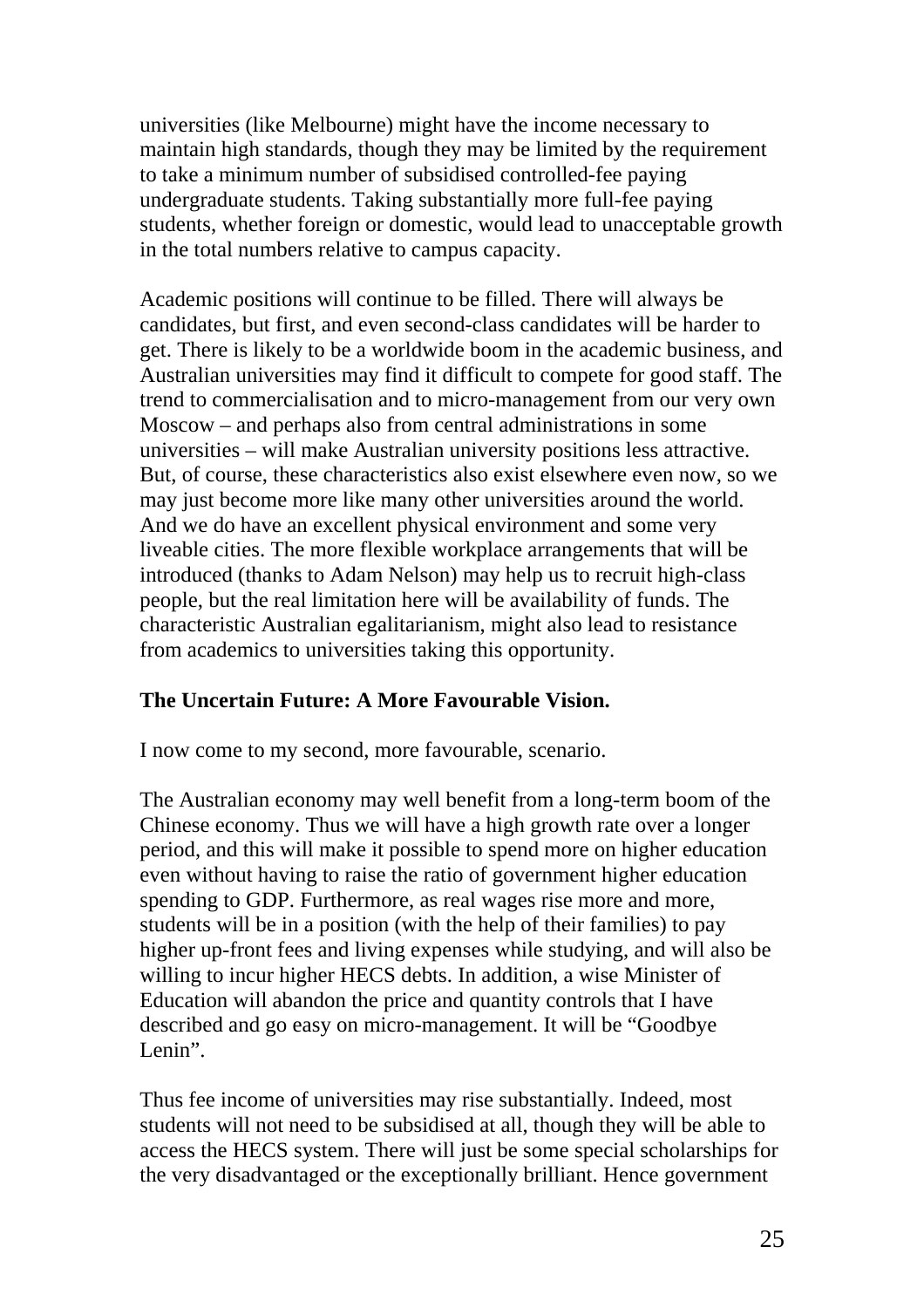universities (like Melbourne) might have the income necessary to maintain high standards, though they may be limited by the requirement to take a minimum number of subsidised controlled-fee paying undergraduate students. Taking substantially more full-fee paying students, whether foreign or domestic, would lead to unacceptable growth in the total numbers relative to campus capacity.

Academic positions will continue to be filled. There will always be candidates, but first, and even second-class candidates will be harder to get. There is likely to be a worldwide boom in the academic business, and Australian universities may find it difficult to compete for good staff. The trend to commercialisation and to micro-management from our very own Moscow – and perhaps also from central administrations in some universities – will make Australian university positions less attractive. But, of course, these characteristics also exist elsewhere even now, so we may just become more like many other universities around the world. And we do have an excellent physical environment and some very liveable cities. The more flexible workplace arrangements that will be introduced (thanks to Adam Nelson) may help us to recruit high-class people, but the real limitation here will be availability of funds. The characteristic Australian egalitarianism, might also lead to resistance from academics to universities taking this opportunity.

**The Uncertain Future: A More Favourable Vision.**

I now come to my second, more favourable, scenario.

The Australian economy may well benefit from a long-term boom of the Chinese economy. Thus we will have a high growth rate over a longer period, and this will make it possible to spend more on higher education even without having to raise the ratio of government higher education spending to GDP. Furthermore, as real wages rise more and more, students will be in a position (with the help of their families) to pay higher up-front fees and living expenses while studying, and will also be willing to incur higher HECS debts. In addition, a wise Minister of Education will abandon the price and quantity controls that I have described and go easy on micro-management. It will be "Goodbye Lenin".

Thus fee income of universities may rise substantially. Indeed, most students will not need to be subsidised at all, though they will be able to access the HECS system. There will just be some special scholarships for the very disadvantaged or the exceptionally brilliant. Hence government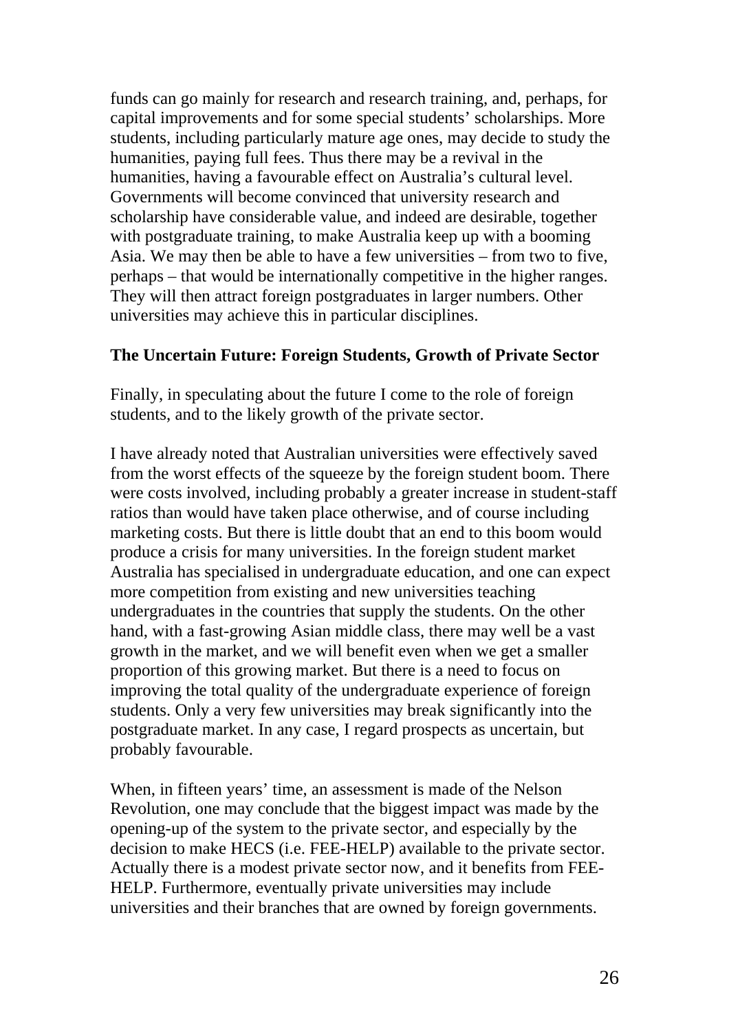funds can go mainly for research and research training, and, perhaps, for capital improvements and for some special students' scholarships. More students, including particularly mature age ones, may decide to study the humanities, paying full fees. Thus there may be a revival in the humanities, having a favourable effect on Australia's cultural level. Governments will become convinced that university research and scholarship have considerable value, and indeed are desirable, together with postgraduate training, to make Australia keep up with a booming Asia. We may then be able to have a few universities – from two to five, perhaps – that would be internationally competitive in the higher ranges. They will then attract foreign postgraduates in larger numbers. Other universities may achieve this in particular disciplines.

**The Uncertain Future: Foreign Students, Growth of Private Sector**

Finally, in speculating about the future I come to the role of foreign students, and to the likely growth of the private sector.

I have already noted that Australian universities were effectively saved from the worst effects of the squeeze by the foreign student boom. There were costs involved, including probably a greater increase in student-staff ratios than would have taken place otherwise, and of course including marketing costs. But there is little doubt that an end to this boom would produce a crisis for many universities. In the foreign student market Australia has specialised in undergraduate education, and one can expect more competition from existing and new universities teaching undergraduates in the countries that supply the students. On the other hand, with a fast-growing Asian middle class, there may well be a vast growth in the market, and we will benefit even when we get a smaller proportion of this growing market. But there is a need to focus on improving the total quality of the undergraduate experience of foreign students. Only a very few universities may break significantly into the postgraduate market. In any case, I regard prospects as uncertain, but probably favourable.

When, in fifteen years' time, an assessment is made of the Nelson Revolution, one may conclude that the biggest impact was made by the opening-up of the system to the private sector, and especially by the decision to make HECS (i.e. FEE-HELP) available to the private sector. Actually there is a modest private sector now, and it benefits from FEE-HELP. Furthermore, eventually private universities may include universities and their branches that are owned by foreign governments.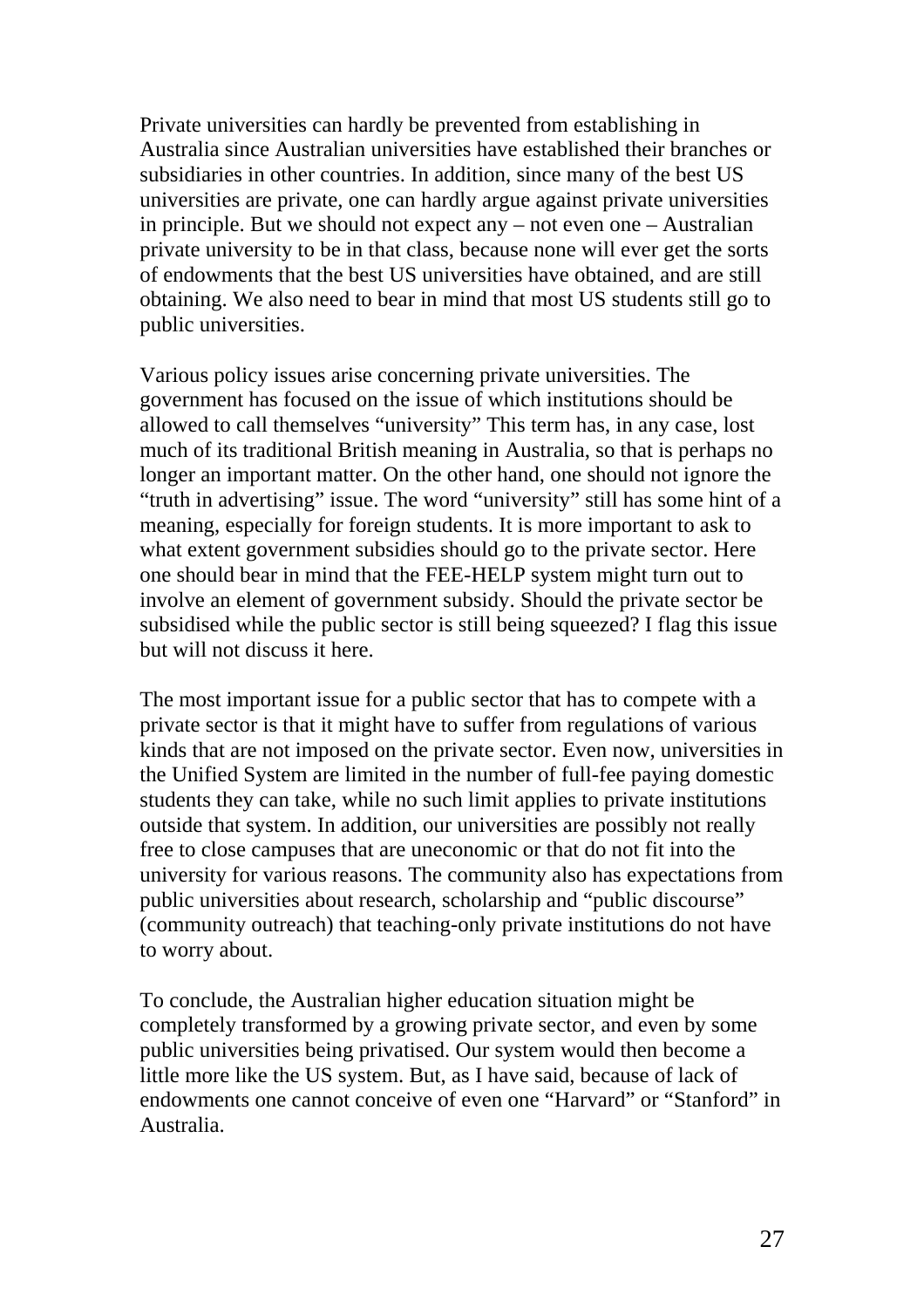Private universities can hardly be prevented from establishing in Australia since Australian universities have established their branches or subsidiaries in other countries. In addition, since many of the best US universities are private, one can hardly argue against private universities in principle. But we should not expect any – not even one – Australian private university to be in that class, because none will ever get the sorts of endowments that the best US universities have obtained, and are still obtaining. We also need to bear in mind that most US students still go to public universities.

Various policy issues arise concerning private universities. The government has focused on the issue of which institutions should be allowed to call themselves "university" This term has, in any case, lost much of its traditional British meaning in Australia, so that is perhaps no longer an important matter. On the other hand, one should not ignore the "truth in advertising" issue. The word "university" still has some hint of a meaning, especially for foreign students. It is more important to ask to what extent government subsidies should go to the private sector. Here one should bear in mind that the FEE-HELP system might turn out to involve an element of government subsidy. Should the private sector be subsidised while the public sector is still being squeezed? I flag this issue but will not discuss it here.

The most important issue for a public sector that has to compete with a private sector is that it might have to suffer from regulations of various kinds that are not imposed on the private sector. Even now, universities in the Unified System are limited in the number of full-fee paying domestic students they can take, while no such limit applies to private institutions outside that system. In addition, our universities are possibly not really free to close campuses that are uneconomic or that do not fit into the university for various reasons. The community also has expectations from public universities about research, scholarship and "public discourse" (community outreach) that teaching-only private institutions do not have to worry about.

To conclude, the Australian higher education situation might be completely transformed by a growing private sector, and even by some public universities being privatised. Our system would then become a little more like the US system. But, as I have said, because of lack of endowments one cannot conceive of even one "Harvard" or "Stanford" in Australia.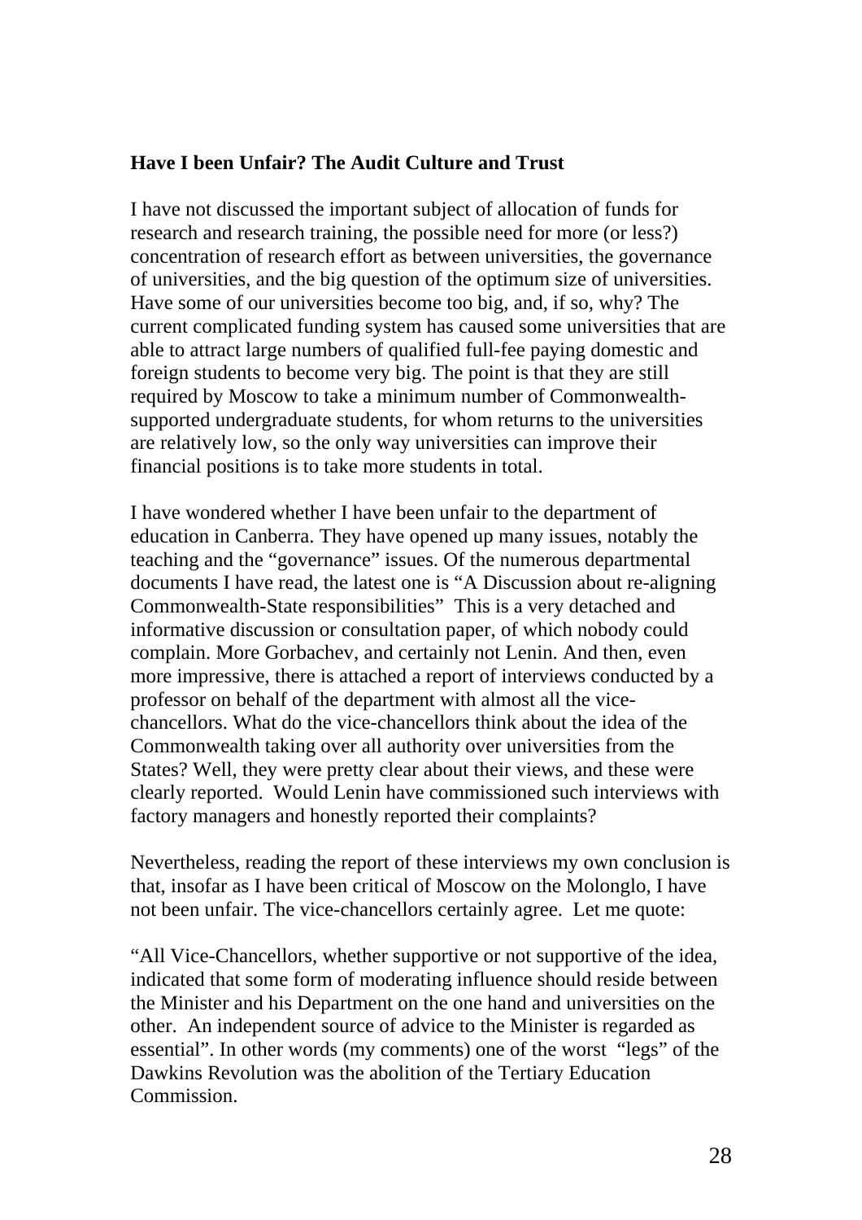**Have I been Unfair? The Audit Culture and Trust**

I have not discussed the important subject of allocation of funds for research and research training, the possible need for more (or less?) concentration of research effort as between universities, the governance of universities, and the big question of the optimum size of universities. Have some of our universities become too big, and, if so, why? The current complicated funding system has caused some universities that are able to attract large numbers of qualified full-fee paying domestic and foreign students to become very big. The point is that they are still required by Moscow to take a minimum number of Commonwealth-supported undergraduate students, for whom returns to the universities are relatively low, so the only way universities can improve their financial positions is to take more students in total.

I have wondered whether I have been unfair to the department of education in Canberra. They have opened up many issues, notably the teaching and the "governance" issues. Of the numerous departmental documents I have read, the latest one is "A Discussion about re-aligning Commonwealth-State responsibilities" This is a very detached and informative discussion or consultation paper, of which nobody could complain. More Gorbachev, and certainly not Lenin. And then, even more impressive, there is attached a report of interviews conducted by a professor on behalf of the department with almost all the vice-chancellors. What do the vice-chancellors think about the idea of the Commonwealth taking over all authority over universities from the States? Well, they were pretty clear about their views, and these were clearly reported. Would Lenin have commissioned such interviews with factory managers and honestly reported their complaints?

Nevertheless, reading the report of these interviews my own conclusion is that, insofar as I have been critical of Moscow on the Molonglo, I have not been unfair. The vice-chancellors certainly agree. Let me quote:

"All Vice-Chancellors, whether supportive or not supportive of the idea, indicated that some form of moderating influence should reside between the Minister and his Department on the one hand and universities on the other. An independent source of advice to the Minister is regarded as essential". In other words (my comments) one of the worst "legs" of the Dawkins Revolution was the abolition of the Tertiary Education Commission.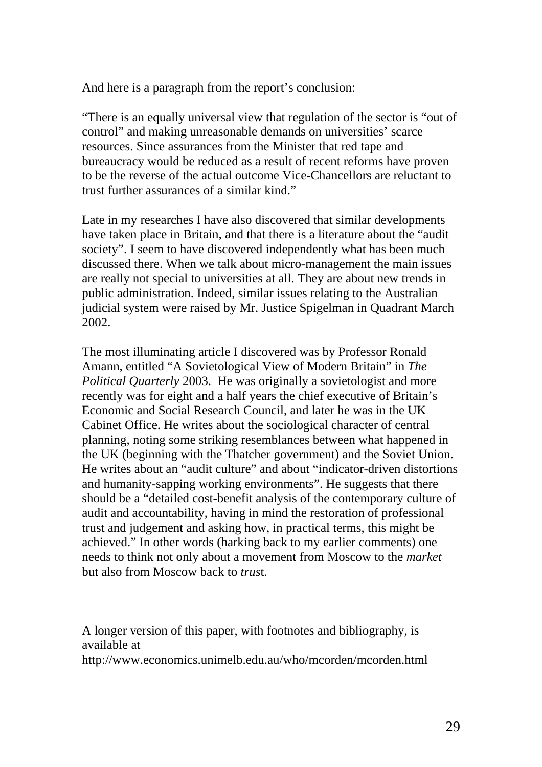And here is a paragraph from the report's conclusion:

"There is an equally universal view that regulation of the sector is "out of control" and making unreasonable demands on universities' scarce resources. Since assurances from the Minister that red tape and bureaucracy would be reduced as a result of recent reforms have proven to be the reverse of the actual outcome Vice-Chancellors are reluctant to trust further assurances of a similar kind."

Late in my researches I have also discovered that similar developments have taken place in Britain, and that there is a literature about the "audit society". I seem to have discovered independently what has been much discussed there. When we talk about micro-management the main issues are really not special to universities at all. They are about new trends in public administration. Indeed, similar issues relating to the Australian judicial system were raised by Mr. Justice Spigelman in Quadrant March 2002.

The most illuminating article I discovered was by Professor Ronald Amann, entitled "A Sovietological View of Modern Britain" in *The Political Quarterly* 2003. He was originally a sovietologist and more recently was for eight and a half years the chief executive of Britain's Economic and Social Research Council, and later he was in the UK Cabinet Office. He writes about the sociological character of central planning, noting some striking resemblances between what happened in the UK (beginning with the Thatcher government) and the Soviet Union. He writes about an "audit culture" and about "indicator-driven distortions and humanity-sapping working environments". He suggests that there should be a "detailed cost-benefit analysis of the contemporary culture of audit and accountability, having in mind the restoration of professional trust and judgement and asking how, in practical terms, this might be achieved." In other words (harking back to my earlier comments) one needs to think not only about a movement from Moscow to the *market* but also from Moscow back to *trus*t.

A longer version of this paper, with footnotes and bibliography, is available at http://www.economics.unimelb.edu.au/who/mcorden/mcorden.html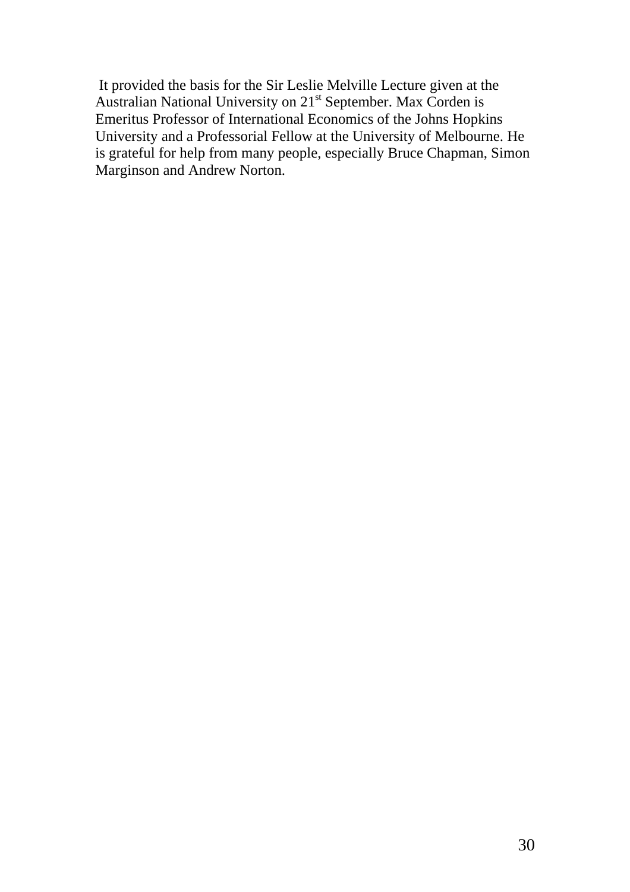It provided the basis for the Sir Leslie Melville Lecture given at the Australian National University on 21st September. Max Corden is Emeritus Professor of International Economics of the Johns Hopkins University and a Professorial Fellow at the University of Melbourne. He is grateful for help from many people, especially Bruce Chapman, Simon Marginson and Andrew Norton.